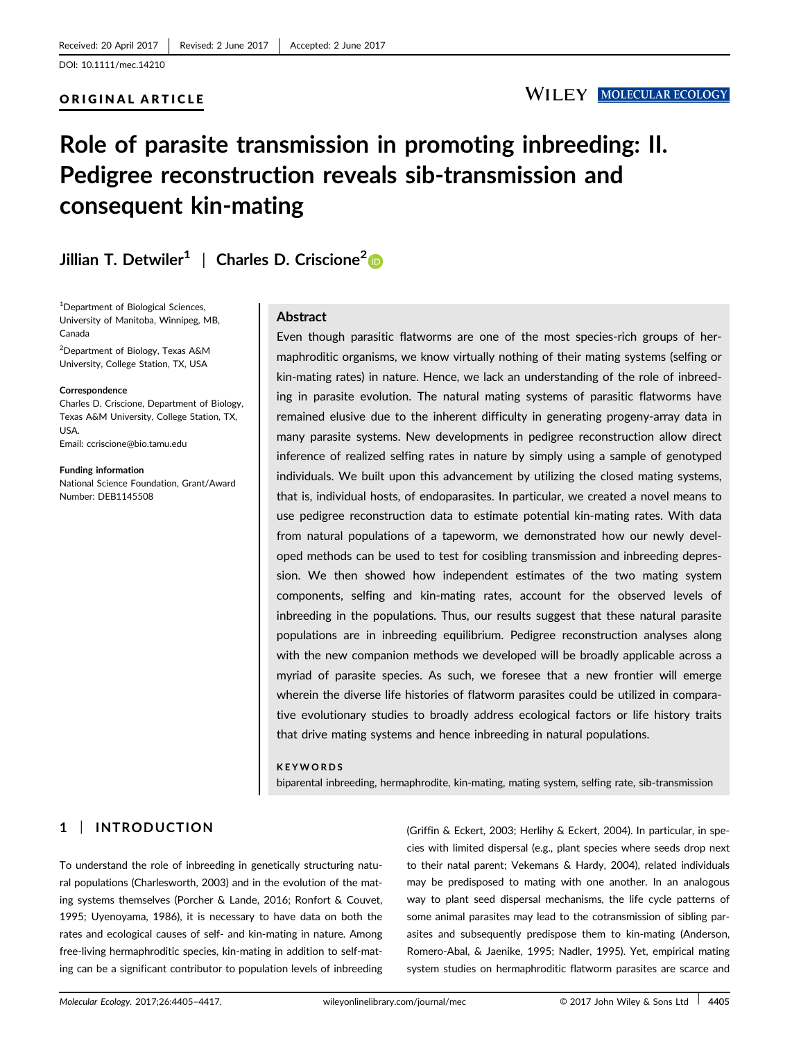Received: 20 April 2017 | Revised: 2 June 2017 | Accepted: 2 June 2017

DOI: 10.1111/mec.14210

ORIGINAL ARTICLE

# Role of parasite transmission in promoting inbreeding: II. Pedigree reconstruction reveals sib-transmission and consequent kin-mating

**Jillian T. Detwiler**[1] | **Charles D. Criscione**[2]

[1]Department of Biological Sciences, University of Manitoba, Winnipeg, MB, Canada

[2]Department of Biology, Texas A&M University, College Station, TX, USA

**Correspondence**
Charles D. Criscione, Department of Biology, Texas A&M University, College Station, TX, USA.
Email: ccriscione@bio.tamu.edu

**Funding information**
National Science Foundation, Grant/Award Number: DEB1145508

## Abstract

Even though parasitic flatworms are one of the most species-rich groups of hermaphroditic organisms, we know virtually nothing of their mating systems (selfing or kin-mating rates) in nature. Hence, we lack an understanding of the role of inbreeding in parasite evolution. The natural mating systems of parasitic flatworms have remained elusive due to the inherent difficulty in generating progeny-array data in many parasite systems. New developments in pedigree reconstruction allow direct inference of realized selfing rates in nature by simply using a sample of genotyped individuals. We built upon this advancement by utilizing the closed mating systems, that is, individual hosts, of endoparasites. In particular, we created a novel means to use pedigree reconstruction data to estimate potential kin-mating rates. With data from natural populations of a tapeworm, we demonstrated how our newly developed methods can be used to test for cosibling transmission and inbreeding depression. We then showed how independent estimates of the two mating system components, selfing and kin-mating rates, account for the observed levels of inbreeding in the populations. Thus, our results suggest that these natural parasite populations are in inbreeding equilibrium. Pedigree reconstruction analyses along with the new companion methods we developed will be broadly applicable across a myriad of parasite species. As such, we foresee that a new frontier will emerge wherein the diverse life histories of flatworm parasites could be utilized in comparative evolutionary studies to broadly address ecological factors or life history traits that drive mating systems and hence inbreeding in natural populations.

**KEYWORDS**

biparental inbreeding, hermaphrodite, kin-mating, mating system, selfing rate, sib-transmission

## 1 | INTRODUCTION

To understand the role of inbreeding in genetically structuring natural populations (Charlesworth, 2003) and in the evolution of the mating systems themselves (Porcher & Lande, 2016; Ronfort & Couvet, 1995; Uyenoyama, 1986), it is necessary to have data on both the rates and ecological causes of self- and kin-mating in nature. Among free-living hermaphroditic species, kin-mating in addition to self-mating can be a significant contributor to population levels of inbreeding (Griffin & Eckert, 2003; Herlihy & Eckert, 2004). In particular, in species with limited dispersal (e.g., plant species where seeds drop next to their natal parent; Vekemans & Hardy, 2004), related individuals may be predisposed to mating with one another. In an analogous way to plant seed dispersal mechanisms, the life cycle patterns of some animal parasites may lead to the cotransmission of sibling parasites and subsequently predispose them to kin-mating (Anderson, Romero-Abal, & Jaenike, 1995; Nadler, 1995). Yet, empirical mating system studies on hermaphroditic flatworm parasites are scarce and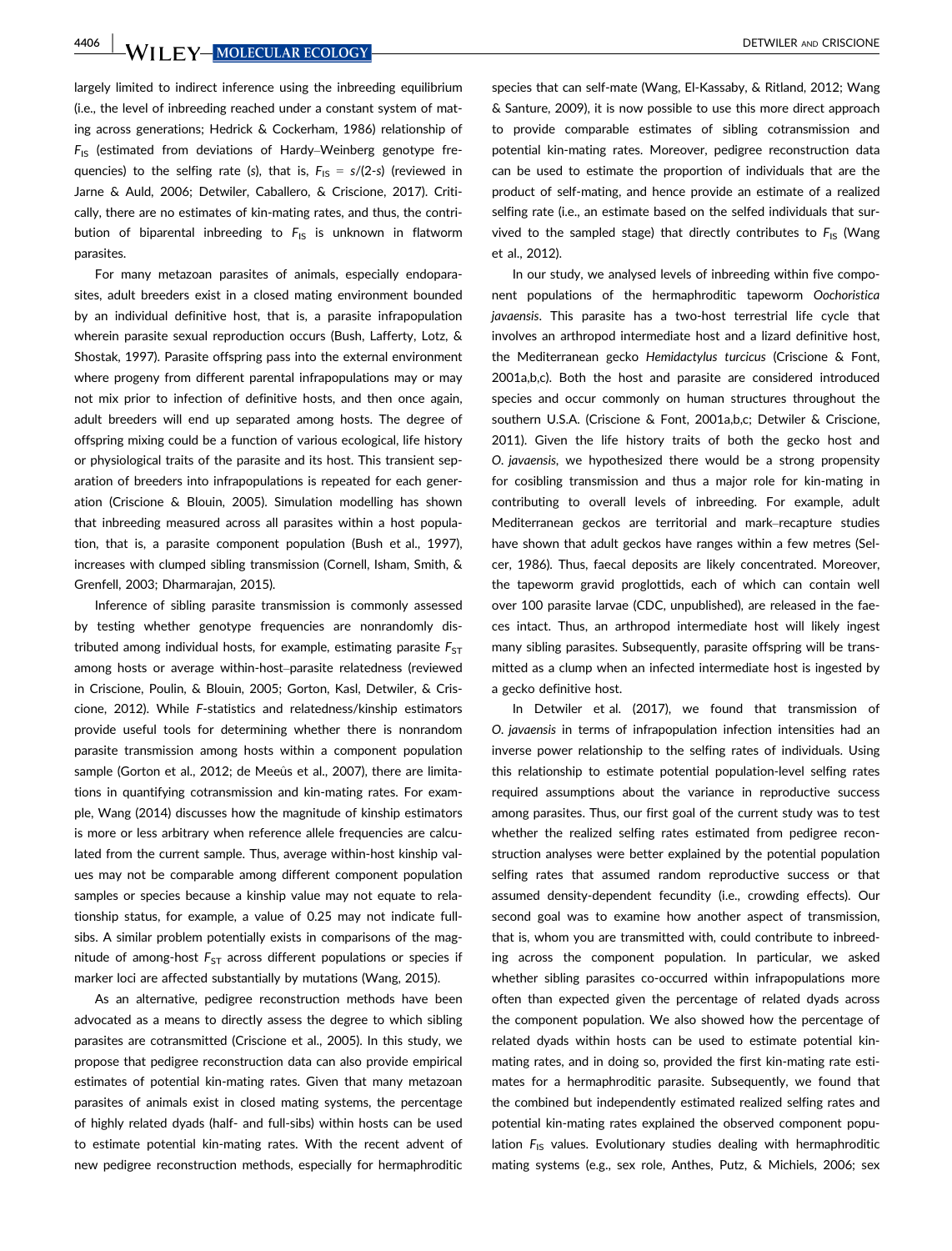largely limited to indirect inference using the inbreeding equilibrium (i.e., the level of inbreeding reached under a constant system of mating across generations; Hedrick & Cockerham, 1986) relationship of $F_{IS}$ (estimated from deviations of Hardy–Weinberg genotype frequencies) to the selfing rate ($s$), that is, $F_{IS} = s/(2\text{-}s)$ (reviewed in Jarne & Auld, 2006; Detwiler, Caballero, & Criscione, 2017). Critically, there are no estimates of kin-mating rates, and thus, the contribution of biparental inbreeding to $F_{IS}$ is unknown in flatworm parasites.

For many metazoan parasites of animals, especially endoparasites, adult breeders exist in a closed mating environment bounded by an individual definitive host, that is, a parasite infrapopulation wherein parasite sexual reproduction occurs (Bush, Lafferty, Lotz, & Shostak, 1997). Parasite offspring pass into the external environment where progeny from different parental infrapopulations may or may not mix prior to infection of definitive hosts, and then once again, adult breeders will end up separated among hosts. The degree of offspring mixing could be a function of various ecological, life history or physiological traits of the parasite and its host. This transient separation of breeders into infrapopulations is repeated for each generation (Criscione & Blouin, 2005). Simulation modelling has shown that inbreeding measured across all parasites within a host population, that is, a parasite component population (Bush et al., 1997), increases with clumped sibling transmission (Cornell, Isham, Smith, & Grenfell, 2003; Dharmarajan, 2015).

Inference of sibling parasite transmission is commonly assessed by testing whether genotype frequencies are nonrandomly distributed among individual hosts, for example, estimating parasite $F_{ST}$ among hosts or average within-host–parasite relatedness (reviewed in Criscione, Poulin, & Blouin, 2005; Gorton, Kasl, Detwiler, & Criscione, 2012). While *F*-statistics and relatedness/kinship estimators provide useful tools for determining whether there is nonrandom parasite transmission among hosts within a component population sample (Gorton et al., 2012; de Meeûs et al., 2007), there are limitations in quantifying cotransmission and kin-mating rates. For example, Wang (2014) discusses how the magnitude of kinship estimators is more or less arbitrary when reference allele frequencies are calculated from the current sample. Thus, average within-host kinship values may not be comparable among different component population samples or species because a kinship value may not equate to relationship status, for example, a value of 0.25 may not indicate full-sibs. A similar problem potentially exists in comparisons of the magnitude of among-host $F_{ST}$ across different populations or species if marker loci are affected substantially by mutations (Wang, 2015).

As an alternative, pedigree reconstruction methods have been advocated as a means to directly assess the degree to which sibling parasites are cotransmitted (Criscione et al., 2005). In this study, we propose that pedigree reconstruction data can also provide empirical estimates of potential kin-mating rates. Given that many metazoan parasites of animals exist in closed mating systems, the percentage of highly related dyads (half- and full-sibs) within hosts can be used to estimate potential kin-mating rates. With the recent advent of new pedigree reconstruction methods, especially for hermaphroditic species that can self-mate (Wang, El-Kassaby, & Ritland, 2012; Wang & Santure, 2009), it is now possible to use this more direct approach to provide comparable estimates of sibling cotransmission and potential kin-mating rates. Moreover, pedigree reconstruction data can be used to estimate the proportion of individuals that are the product of self-mating, and hence provide an estimate of a realized selfing rate (i.e., an estimate based on the selfed individuals that survived to the sampled stage) that directly contributes to $F_{IS}$ (Wang et al., 2012).

In our study, we analysed levels of inbreeding within five component populations of the hermaphroditic tapeworm *Oochoristica javaensis*. This parasite has a two-host terrestrial life cycle that involves an arthropod intermediate host and a lizard definitive host, the Mediterranean gecko *Hemidactylus turcicus* (Criscione & Font, 2001a,b,c). Both the host and parasite are considered introduced species and occur commonly on human structures throughout the southern U.S.A. (Criscione & Font, 2001a,b,c; Detwiler & Criscione, 2011). Given the life history traits of both the gecko host and *O. javaensis*, we hypothesized there would be a strong propensity for cosibling transmission and thus a major role for kin-mating in contributing to overall levels of inbreeding. For example, adult Mediterranean geckos are territorial and mark–recapture studies have shown that adult geckos have ranges within a few metres (Selcer, 1986). Thus, faecal deposits are likely concentrated. Moreover, the tapeworm gravid proglottids, each of which can contain well over 100 parasite larvae (CDC, unpublished), are released in the faeces intact. Thus, an arthropod intermediate host will likely ingest many sibling parasites. Subsequently, parasite offspring will be transmitted as a clump when an infected intermediate host is ingested by a gecko definitive host.

In Detwiler et al. (2017), we found that transmission of *O. javaensis* in terms of infrapopulation infection intensities had an inverse power relationship to the selfing rates of individuals. Using this relationship to estimate potential population-level selfing rates required assumptions about the variance in reproductive success among parasites. Thus, our first goal of the current study was to test whether the realized selfing rates estimated from pedigree reconstruction analyses were better explained by the potential population selfing rates that assumed random reproductive success or that assumed density-dependent fecundity (i.e., crowding effects). Our second goal was to examine how another aspect of transmission, that is, whom you are transmitted with, could contribute to inbreeding across the component population. In particular, we asked whether sibling parasites co-occurred within infrapopulations more often than expected given the percentage of related dyads across the component population. We also showed how the percentage of related dyads within hosts can be used to estimate potential kin-mating rates, and in doing so, provided the first kin-mating rate estimates for a hermaphroditic parasite. Subsequently, we found that the combined but independently estimated realized selfing rates and potential kin-mating rates explained the observed component population $F_{IS}$ values. Evolutionary studies dealing with hermaphroditic mating systems (e.g., sex role, Anthes, Putz, & Michiels, 2006; sex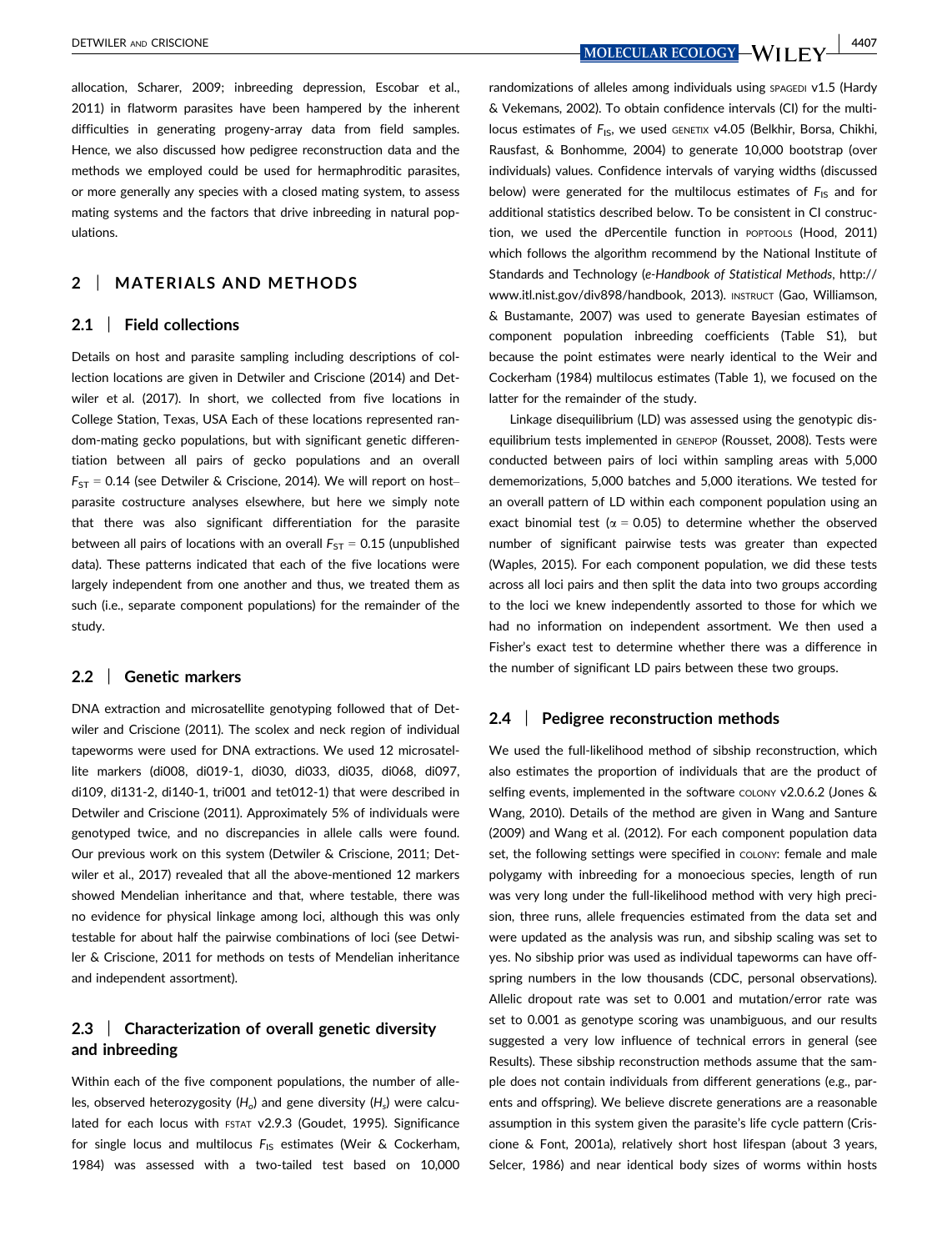allocation, Scharer, 2009; inbreeding depression, Escobar et al., 2011) in flatworm parasites have been hampered by the inherent difficulties in generating progeny-array data from field samples. Hence, we also discussed how pedigree reconstruction data and the methods we employed could be used for hermaphroditic parasites, or more generally any species with a closed mating system, to assess mating systems and the factors that drive inbreeding in natural populations.

## 2 | MATERIALS AND METHODS

### 2.1 | Field collections

Details on host and parasite sampling including descriptions of collection locations are given in Detwiler and Criscione (2014) and Detwiler et al. (2017). In short, we collected from five locations in College Station, Texas, USA Each of these locations represented random-mating gecko populations, but with significant genetic differentiation between all pairs of gecko populations and an overall $F_{ST}$ = 0.14 (see Detwiler & Criscione, 2014). We will report on host–parasite costructure analyses elsewhere, but here we simply note that there was also significant differentiation for the parasite between all pairs of locations with an overall $F_{ST}$ = 0.15 (unpublished data). These patterns indicated that each of the five locations were largely independent from one another and thus, we treated them as such (i.e., separate component populations) for the remainder of the study.

### 2.2 | Genetic markers

DNA extraction and microsatellite genotyping followed that of Detwiler and Criscione (2011). The scolex and neck region of individual tapeworms were used for DNA extractions. We used 12 microsatellite markers (di008, di019-1, di030, di033, di035, di068, di097, di109, di131-2, di140-1, tri001 and tet012-1) that were described in Detwiler and Criscione (2011). Approximately 5% of individuals were genotyped twice, and no discrepancies in allele calls were found. Our previous work on this system (Detwiler & Criscione, 2011; Detwiler et al., 2017) revealed that all the above-mentioned 12 markers showed Mendelian inheritance and that, where testable, there was no evidence for physical linkage among loci, although this was only testable for about half the pairwise combinations of loci (see Detwiler & Criscione, 2011 for methods on tests of Mendelian inheritance and independent assortment).

### 2.3 | Characterization of overall genetic diversity and inbreeding

Within each of the five component populations, the number of alleles, observed heterozygosity ($H_o$) and gene diversity ($H_s$) were calculated for each locus with FSTAT v2.9.3 (Goudet, 1995). Significance for single locus and multilocus $F_{IS}$ estimates (Weir & Cockerham, 1984) was assessed with a two-tailed test based on 10,000 randomizations of alleles among individuals using SPAGEDI v1.5 (Hardy & Vekemans, 2002). To obtain confidence intervals (CI) for the multilocus estimates of $F_{IS}$, we used GENETIX v4.05 (Belkhir, Borsa, Chikhi, Rausfast, & Bonhomme, 2004) to generate 10,000 bootstrap (over individuals) values. Confidence intervals of varying widths (discussed below) were generated for the multilocus estimates of $F_{IS}$ and for additional statistics described below. To be consistent in CI construction, we used the dPercentile function in POPTOOLS (Hood, 2011) which follows the algorithm recommend by the National Institute of Standards and Technology (*e-Handbook of Statistical Methods*, http://www.itl.nist.gov/div898/handbook, 2013). INSTRUCT (Gao, Williamson, & Bustamante, 2007) was used to generate Bayesian estimates of component population inbreeding coefficients (Table S1), but because the point estimates were nearly identical to the Weir and Cockerham (1984) multilocus estimates (Table 1), we focused on the latter for the remainder of the study.

Linkage disequilibrium (LD) was assessed using the genotypic disequilibrium tests implemented in GENEPOP (Rousset, 2008). Tests were conducted between pairs of loci within sampling areas with 5,000 dememorizations, 5,000 batches and 5,000 iterations. We tested for an overall pattern of LD within each component population using an exact binomial test ($\alpha$ = 0.05) to determine whether the observed number of significant pairwise tests was greater than expected (Waples, 2015). For each component population, we did these tests across all loci pairs and then split the data into two groups according to the loci we knew independently assorted to those for which we had no information on independent assortment. We then used a Fisher's exact test to determine whether there was a difference in the number of significant LD pairs between these two groups.

### 2.4 | Pedigree reconstruction methods

We used the full-likelihood method of sibship reconstruction, which also estimates the proportion of individuals that are the product of selfing events, implemented in the software COLONY v2.0.6.2 (Jones & Wang, 2010). Details of the method are given in Wang and Santure (2009) and Wang et al. (2012). For each component population data set, the following settings were specified in COLONY: female and male polygamy with inbreeding for a monoecious species, length of run was very long under the full-likelihood method with very high precision, three runs, allele frequencies estimated from the data set and were updated as the analysis was run, and sibship scaling was set to yes. No sibship prior was used as individual tapeworms can have offspring numbers in the low thousands (CDC, personal observations). Allelic dropout rate was set to 0.001 and mutation/error rate was set to 0.001 as genotype scoring was unambiguous, and our results suggested a very low influence of technical errors in general (see Results). These sibship reconstruction methods assume that the sample does not contain individuals from different generations (e.g., parents and offspring). We believe discrete generations are a reasonable assumption in this system given the parasite's life cycle pattern (Criscione & Font, 2001a), relatively short host lifespan (about 3 years, Selcer, 1986) and near identical body sizes of worms within hosts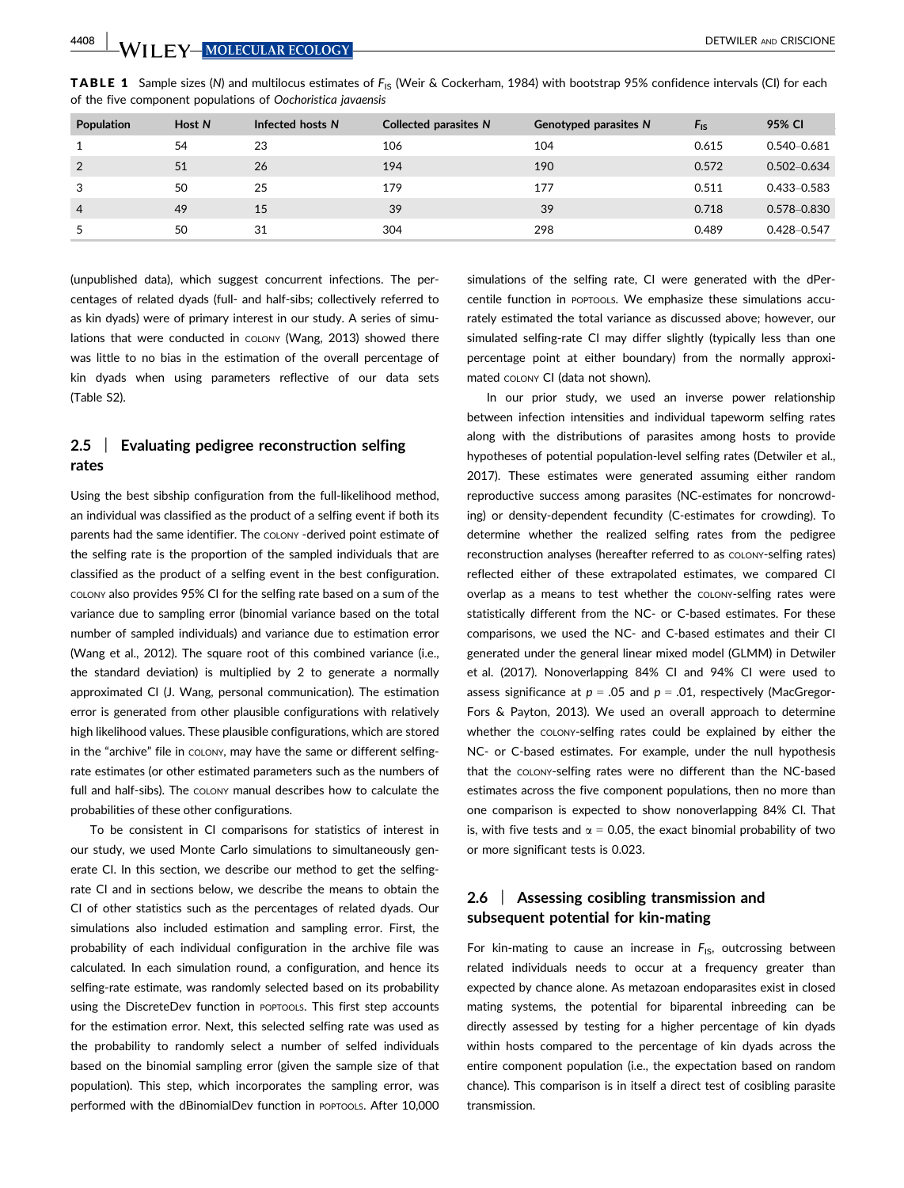**TABLE 1** Sample sizes (*N*) and multilocus estimates of $F_{IS}$ (Weir & Cockerham, 1984) with bootstrap 95% confidence intervals (CI) for each of the five component populations of *Oochoristica javaensis*

| Population | Host *N* | Infected hosts *N* | Collected parasites *N* | Genotyped parasites *N* | $F_{IS}$ | 95% CI |
|---|---|---|---|---|---|---|
| 1 | 54 | 23 | 106 | 104 | 0.615 | 0.540–0.681 |
| 2 | 51 | 26 | 194 | 190 | 0.572 | 0.502–0.634 |
| 3 | 50 | 25 | 179 | 177 | 0.511 | 0.433–0.583 |
| 4 | 49 | 15 | 39 | 39 | 0.718 | 0.578–0.830 |
| 5 | 50 | 31 | 304 | 298 | 0.489 | 0.428–0.547 |

(unpublished data), which suggest concurrent infections. The percentages of related dyads (full- and half-sibs; collectively referred to as kin dyads) were of primary interest in our study. A series of simulations that were conducted in COLONY (Wang, 2013) showed that there was little to no bias in the estimation of the overall percentage of kin dyads when using parameters reflective of our data sets (Table S2).

### 2.5 | Evaluating pedigree reconstruction selfing rates

Using the best sibship configuration from the full-likelihood method, an individual was classified as the product of a selfing event if both its parents had the same identifier. The COLONY -derived point estimate of the selfing rate is the proportion of the sampled individuals that are classified as the product of a selfing event in the best configuration. COLONY also provides 95% CI for the selfing rate based on a sum of the variance due to sampling error (binomial variance based on the total number of sampled individuals) and variance due to estimation error (Wang et al., 2012). The square root of this combined variance (i.e., the standard deviation) is multiplied by 2 to generate a normally approximated CI (J. Wang, personal communication). The estimation error is generated from other plausible configurations with relatively high likelihood values. These plausible configurations, which are stored in the "archive" file in COLONY, may have the same or different selfing-rate estimates (or other estimated parameters such as the numbers of full and half-sibs). The COLONY manual describes how to calculate the probabilities of these other configurations.

To be consistent in CI comparisons for statistics of interest in our study, we used Monte Carlo simulations to simultaneously generate CI. In this section, we describe our method to get the selfing-rate CI and in sections below, we describe the means to obtain the CI of other statistics such as the percentages of related dyads. Our simulations also included estimation and sampling error. First, the probability of each individual configuration in the archive file was calculated. In each simulation round, a configuration, and hence its selfing-rate estimate, was randomly selected based on its probability using the DiscreteDev function in POPTOOLS. This first step accounts for the estimation error. Next, this selected selfing rate was used as the probability to randomly select a number of selfed individuals based on the binomial sampling error (given the sample size of that population). This step, which incorporates the sampling error, was performed with the dBinomialDev function in POPTOOLS. After 10,000 simulations of the selfing rate, CI were generated with the dPercentile function in POPTOOLS. We emphasize these simulations accurately estimated the total variance as discussed above; however, our simulated selfing-rate CI may differ slightly (typically less than one percentage point at either boundary) from the normally approximated COLONY CI (data not shown).

In our prior study, we used an inverse power relationship between infection intensities and individual tapeworm selfing rates along with the distributions of parasites among hosts to provide hypotheses of potential population-level selfing rates (Detwiler et al., 2017). These estimates were generated assuming either random reproductive success among parasites (NC-estimates for noncrowding) or density-dependent fecundity (C-estimates for crowding). To determine whether the realized selfing rates from the pedigree reconstruction analyses (hereafter referred to as COLONY-selfing rates) reflected either of these extrapolated estimates, we compared CI overlap as a means to test whether the COLONY-selfing rates were statistically different from the NC- or C-based estimates. For these comparisons, we used the NC- and C-based estimates and their CI generated under the general linear mixed model (GLMM) in Detwiler et al. (2017). Nonoverlapping 84% CI and 94% CI were used to assess significance at $p = .05$ and $p = .01$, respectively (MacGregor-Fors & Payton, 2013). We used an overall approach to determine whether the COLONY-selfing rates could be explained by either the NC- or C-based estimates. For example, under the null hypothesis that the COLONY-selfing rates were no different than the NC-based estimates across the five component populations, then no more than one comparison is expected to show nonoverlapping 84% CI. That is, with five tests and $\alpha = 0.05$, the exact binomial probability of two or more significant tests is 0.023.

### 2.6 | Assessing cosibling transmission and subsequent potential for kin-mating

For kin-mating to cause an increase in $F_{IS}$, outcrossing between related individuals needs to occur at a frequency greater than expected by chance alone. As metazoan endoparasites exist in closed mating systems, the potential for biparental inbreeding can be directly assessed by testing for a higher percentage of kin dyads within hosts compared to the percentage of kin dyads across the entire component population (i.e., the expectation based on random chance). This comparison is in itself a direct test of cosibling parasite transmission.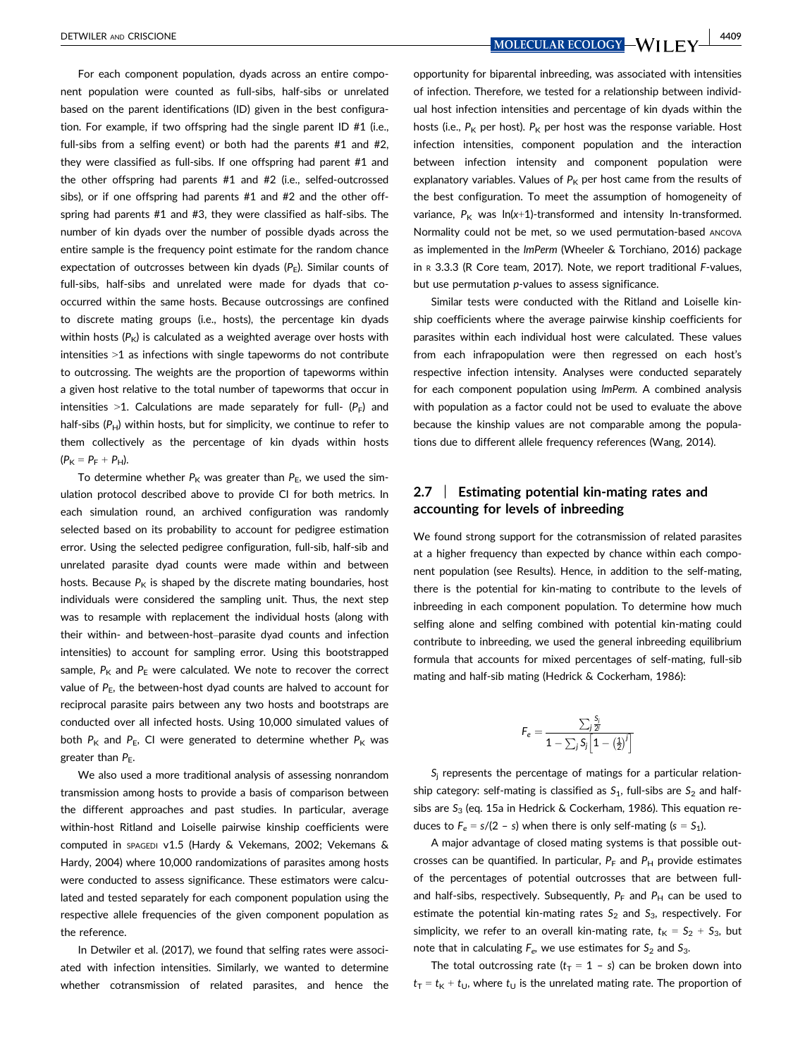For each component population, dyads across an entire component population were counted as full-sibs, half-sibs or unrelated based on the parent identifications (ID) given in the best configuration. For example, if two offspring had the single parent ID #1 (i.e., full-sibs from a selfing event) or both had the parents #1 and #2, they were classified as full-sibs. If one offspring had parent #1 and the other offspring had parents #1 and #2 (i.e., selfed-outcrossed sibs), or if one offspring had parents #1 and #2 and the other offspring had parents #1 and #3, they were classified as half-sibs. The number of kin dyads over the number of possible dyads across the entire sample is the frequency point estimate for the random chance expectation of outcrosses between kin dyads ($P_E$). Similar counts of full-sibs, half-sibs and unrelated were made for dyads that co-occurred within the same hosts. Because outcrossings are confined to discrete mating groups (i.e., hosts), the percentage kin dyads within hosts ($P_K$) is calculated as a weighted average over hosts with intensities >1 as infections with single tapeworms do not contribute to outcrossing. The weights are the proportion of tapeworms within a given host relative to the total number of tapeworms that occur in intensities >1. Calculations are made separately for full- ($P_F$) and half-sibs ($P_H$) within hosts, but for simplicity, we continue to refer to them collectively as the percentage of kin dyads within hosts ($P_K = P_F + P_H$).

To determine whether $P_K$ was greater than $P_E$, we used the simulation protocol described above to provide CI for both metrics. In each simulation round, an archived configuration was randomly selected based on its probability to account for pedigree estimation error. Using the selected pedigree configuration, full-sib, half-sib and unrelated parasite dyad counts were made within and between hosts. Because $P_K$ is shaped by the discrete mating boundaries, host individuals were considered the sampling unit. Thus, the next step was to resample with replacement the individual hosts (along with their within- and between-host–parasite dyad counts and infection intensities) to account for sampling error. Using this bootstrapped sample, $P_K$ and $P_E$ were calculated. We note to recover the correct value of $P_E$, the between-host dyad counts are halved to account for reciprocal parasite pairs between any two hosts and bootstraps are conducted over all infected hosts. Using 10,000 simulated values of both $P_K$ and $P_E$, CI were generated to determine whether $P_K$ was greater than $P_E$.

We also used a more traditional analysis of assessing nonrandom transmission among hosts to provide a basis of comparison between the different approaches and past studies. In particular, average within-host Ritland and Loiselle pairwise kinship coefficients were computed in SPAGEDI v1.5 (Hardy & Vekemans, 2002; Vekemans & Hardy, 2004) where 10,000 randomizations of parasites among hosts were conducted to assess significance. These estimators were calculated and tested separately for each component population using the respective allele frequencies of the given component population as the reference.

In Detwiler et al. (2017), we found that selfing rates were associated with infection intensities. Similarly, we wanted to determine whether cotransmission of related parasites, and hence the opportunity for biparental inbreeding, was associated with intensities of infection. Therefore, we tested for a relationship between individual host infection intensities and percentage of kin dyads within the hosts (i.e., $P_K$ per host). $P_K$ per host was the response variable. Host infection intensities, component population and the interaction between infection intensity and component population were explanatory variables. Values of $P_K$ per host came from the results of the best configuration. To meet the assumption of homogeneity of variance, $P_K$ was ln($x$+1)-transformed and intensity ln-transformed. Normality could not be met, so we used permutation-based ANCOVA as implemented in the *lmPerm* (Wheeler & Torchiano, 2016) package in R 3.3.3 (R Core team, 2017). Note, we report traditional $F$-values, but use permutation $p$-values to assess significance.

Similar tests were conducted with the Ritland and Loiselle kinship coefficients where the average pairwise kinship coefficients for parasites within each individual host were calculated. These values from each infrapopulation were then regressed on each host's respective infection intensity. Analyses were conducted separately for each component population using *lmPerm*. A combined analysis with population as a factor could not be used to evaluate the above because the kinship values are not comparable among the populations due to different allele frequency references (Wang, 2014).

## 2.7 | Estimating potential kin-mating rates and accounting for levels of inbreeding

We found strong support for the cotransmission of related parasites at a higher frequency than expected by chance within each component population (see Results). Hence, in addition to the self-mating, there is the potential for kin-mating to contribute to the levels of inbreeding in each component population. To determine how much selfing alone and selfing combined with potential kin-mating could contribute to inbreeding, we used the general inbreeding equilibrium formula that accounts for mixed percentages of self-mating, full-sib mating and half-sib mating (Hedrick & Cockerham, 1986):

$$F_e = \frac{\sum_j \frac{S_j}{2^j}}{1 - \sum_j S_j\left[1 - \left(\frac{1}{2}\right)^j\right]}$$

$S_j$ represents the percentage of matings for a particular relationship category: self-mating is classified as $S_1$, full-sibs are $S_2$ and half-sibs are $S_3$ (eq. 15a in Hedrick & Cockerham, 1986). This equation reduces to $F_e = s/(2 - s)$ when there is only self-mating ($s = S_1$).

A major advantage of closed mating systems is that possible outcrosses can be quantified. In particular, $P_F$ and $P_H$ provide estimates of the percentages of potential outcrosses that are between full- and half-sibs, respectively. Subsequently, $P_F$ and $P_H$ can be used to estimate the potential kin-mating rates $S_2$ and $S_3$, respectively. For simplicity, we refer to an overall kin-mating rate, $t_K = S_2 + S_3$, but note that in calculating $F_e$, we use estimates for $S_2$ and $S_3$.

The total outcrossing rate ($t_T = 1 - s$) can be broken down into $t_T = t_K + t_U$, where $t_U$ is the unrelated mating rate. The proportion of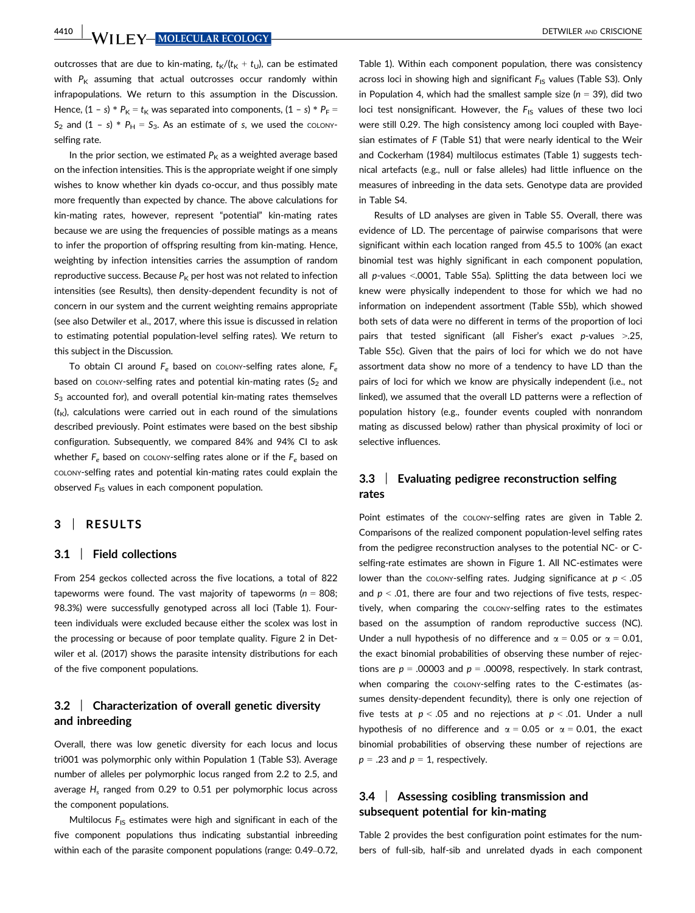outcrosses that are due to kin-mating, $t_K/(t_K + t_U)$, can be estimated with $P_K$ assuming that actual outcrosses occur randomly within infrapopulations. We return to this assumption in the Discussion. Hence, $(1 - s) * P_K = t_K$ was separated into components, $(1 - s) * P_F = S_2$ and $(1 - s) * P_H = S_3$. As an estimate of $s$, we used the COLONY-selfing rate.

In the prior section, we estimated $P_K$ as a weighted average based on the infection intensities. This is the appropriate weight if one simply wishes to know whether kin dyads co-occur, and thus possibly mate more frequently than expected by chance. The above calculations for kin-mating rates, however, represent "potential" kin-mating rates because we are using the frequencies of possible matings as a means to infer the proportion of offspring resulting from kin-mating. Hence, weighting by infection intensities carries the assumption of random reproductive success. Because $P_K$ per host was not related to infection intensities (see Results), then density-dependent fecundity is not of concern in our system and the current weighting remains appropriate (see also Detwiler et al., 2017, where this issue is discussed in relation to estimating potential population-level selfing rates). We return to this subject in the Discussion.

To obtain CI around $F_e$ based on COLONY-selfing rates alone, $F_e$ based on COLONY-selfing rates and potential kin-mating rates ($S_2$ and $S_3$ accounted for), and overall potential kin-mating rates themselves ($t_K$), calculations were carried out in each round of the simulations described previously. Point estimates were based on the best sibship configuration. Subsequently, we compared 84% and 94% CI to ask whether $F_e$ based on COLONY-selfing rates alone or if the $F_e$ based on COLONY-selfing rates and potential kin-mating rates could explain the observed $F_{IS}$ values in each component population.

## 3 | RESULTS

### 3.1 | Field collections

From 254 geckos collected across the five locations, a total of 822 tapeworms were found. The vast majority of tapeworms ($n$ = 808; 98.3%) were successfully genotyped across all loci (Table 1). Fourteen individuals were excluded because either the scolex was lost in the processing or because of poor template quality. Figure 2 in Detwiler et al. (2017) shows the parasite intensity distributions for each of the five component populations.

### 3.2 | Characterization of overall genetic diversity and inbreeding

Overall, there was low genetic diversity for each locus and locus tri001 was polymorphic only within Population 1 (Table S3). Average number of alleles per polymorphic locus ranged from 2.2 to 2.5, and average $H_s$ ranged from 0.29 to 0.51 per polymorphic locus across the component populations.

Multilocus $F_{IS}$ estimates were high and significant in each of the five component populations thus indicating substantial inbreeding within each of the parasite component populations (range: 0.49–0.72, Table 1). Within each component population, there was consistency across loci in showing high and significant $F_{IS}$ values (Table S3). Only in Population 4, which had the smallest sample size ($n$ = 39), did two loci test nonsignificant. However, the $F_{IS}$ values of these two loci were still 0.29. The high consistency among loci coupled with Bayesian estimates of $F$ (Table S1) that were nearly identical to the Weir and Cockerham (1984) multilocus estimates (Table 1) suggests technical artefacts (e.g., null or false alleles) had little influence on the measures of inbreeding in the data sets. Genotype data are provided in Table S4.

Results of LD analyses are given in Table S5. Overall, there was evidence of LD. The percentage of pairwise comparisons that were significant within each location ranged from 45.5 to 100% (an exact binomial test was highly significant in each component population, all $p$-values <.0001, Table S5a). Splitting the data between loci we knew were physically independent to those for which we had no information on independent assortment (Table S5b), which showed both sets of data were no different in terms of the proportion of loci pairs that tested significant (all Fisher's exact $p$-values >.25, Table S5c). Given that the pairs of loci for which we do not have assortment data show no more of a tendency to have LD than the pairs of loci for which we know are physically independent (i.e., not linked), we assumed that the overall LD patterns were a reflection of population history (e.g., founder events coupled with nonrandom mating as discussed below) rather than physical proximity of loci or selective influences.

### 3.3 | Evaluating pedigree reconstruction selfing rates

Point estimates of the COLONY-selfing rates are given in Table 2. Comparisons of the realized component population-level selfing rates from the pedigree reconstruction analyses to the potential NC- or C-selfing-rate estimates are shown in Figure 1. All NC-estimates were lower than the COLONY-selfing rates. Judging significance at $p < .05$ and $p < .01$, there are four and two rejections of five tests, respectively, when comparing the COLONY-selfing rates to the estimates based on the assumption of random reproductive success (NC). Under a null hypothesis of no difference and $\alpha = 0.05$ or $\alpha = 0.01$, the exact binomial probabilities of observing these number of rejections are $p = .00003$ and $p = .00098$, respectively. In stark contrast, when comparing the COLONY-selfing rates to the C-estimates (assumes density-dependent fecundity), there is only one rejection of five tests at $p < .05$ and no rejections at $p < .01$. Under a null hypothesis of no difference and $\alpha = 0.05$ or $\alpha = 0.01$, the exact binomial probabilities of observing these number of rejections are $p = .23$ and $p = 1$, respectively.

### 3.4 | Assessing cosibling transmission and subsequent potential for kin-mating

Table 2 provides the best configuration point estimates for the numbers of full-sib, half-sib and unrelated dyads in each component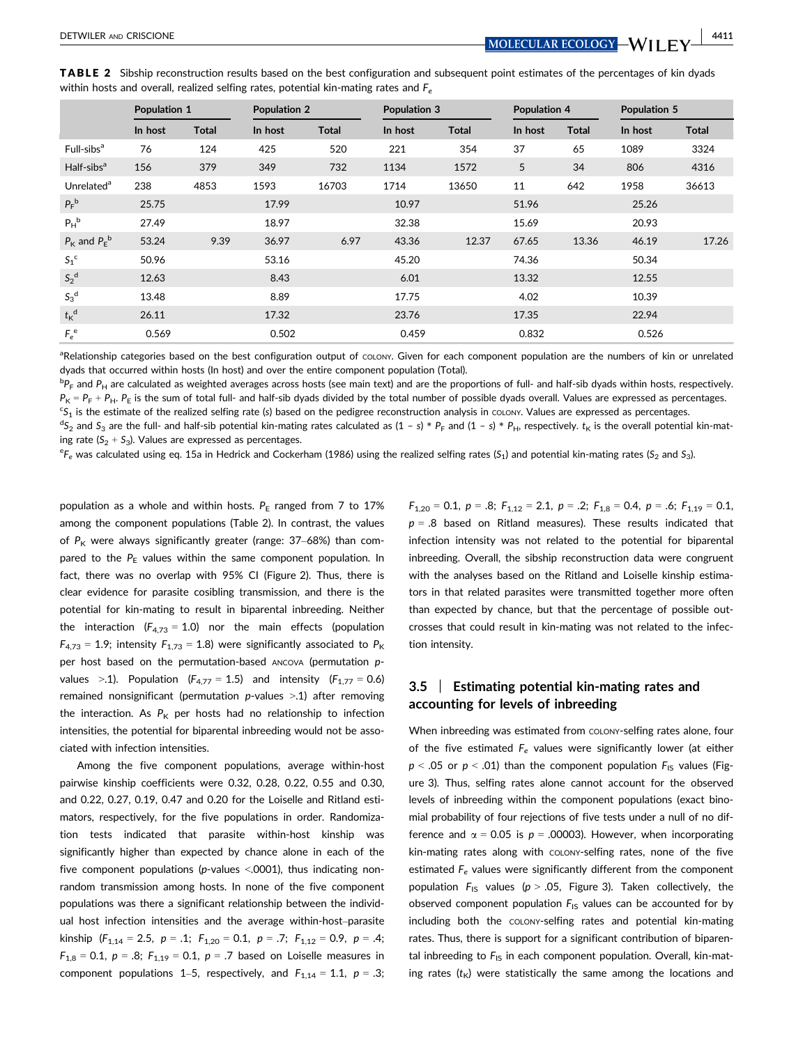**TABLE 2** Sibship reconstruction results based on the best configuration and subsequent point estimates of the percentages of kin dyads within hosts and overall, realized selfing rates, potential kin-mating rates and $F_e$

| | Population 1 | | Population 2 | | Population 3 | | Population 4 | | Population 5 | |
|---|---|---|---|---|---|---|---|---|---|---|
| | In host | Total | In host | Total | In host | Total | In host | Total | In host | Total |
| Full-sibs[a] | 76 | 124 | 425 | 520 | 221 | 354 | 37 | 65 | 1089 | 3324 |
| Half-sibs[a] | 156 | 379 | 349 | 732 | 1134 | 1572 | 5 | 34 | 806 | 4316 |
| Unrelated[a] | 238 | 4853 | 1593 | 16703 | 1714 | 13650 | 11 | 642 | 1958 | 36613 |
| $P_F$[b] | 25.75 | | 17.99 | | 10.97 | | 51.96 | | 25.26 | |
| $P_H$[b] | 27.49 | | 18.97 | | 32.38 | | 15.69 | | 20.93 | |
| $P_K$ and $P_E$[b] | 53.24 | 9.39 | 36.97 | 6.97 | 43.36 | 12.37 | 67.65 | 13.36 | 46.19 | 17.26 |
| $S_1$[c] | 50.96 | | 53.16 | | 45.20 | | 74.36 | | 50.34 | |
| $S_2$[d] | 12.63 | | 8.43 | | 6.01 | | 13.32 | | 12.55 | |
| $S_3$[d] | 13.48 | | 8.89 | | 17.75 | | 4.02 | | 10.39 | |
| $t_K$[d] | 26.11 | | 17.32 | | 23.76 | | 17.35 | | 22.94 | |
| $F_e$[e] | 0.569 | | 0.502 | | 0.459 | | 0.832 | | 0.526 | |

[a]Relationship categories based on the best configuration output of COLONY. Given for each component population are the numbers of kin or unrelated dyads that occurred within hosts (In host) and over the entire component population (Total).

[b]$P_F$ and $P_H$ are calculated as weighted averages across hosts (see main text) and are the proportions of full- and half-sib dyads within hosts, respectively. $P_K = P_F + P_H$. $P_E$ is the sum of total full- and half-sib dyads divided by the total number of possible dyads overall. Values are expressed as percentages.

[c]$S_1$ is the estimate of the realized selfing rate ($s$) based on the pedigree reconstruction analysis in COLONY. Values are expressed as percentages.

[d]$S_2$ and $S_3$ are the full- and half-sib potential kin-mating rates calculated as $(1 - s) * P_F$ and $(1 - s) * P_H$, respectively. $t_K$ is the overall potential kin-mating rate ($S_2 + S_3$). Values are expressed as percentages.

[e]$F_e$ was calculated using eq. 15a in Hedrick and Cockerham (1986) using the realized selfing rates ($S_1$) and potential kin-mating rates ($S_2$ and $S_3$).

population as a whole and within hosts. $P_E$ ranged from 7 to 17% among the component populations (Table 2). In contrast, the values of $P_K$ were always significantly greater (range: 37–68%) than compared to the $P_E$ values within the same component population. In fact, there was no overlap with 95% CI (Figure 2). Thus, there is clear evidence for parasite cosibling transmission, and there is the potential for kin-mating to result in biparental inbreeding. Neither the interaction ($F_{4,73} = 1.0$) nor the main effects (population $F_{4,73} = 1.9$; intensity $F_{1,73} = 1.8$) were significantly associated to $P_K$ per host based on the permutation-based ANCOVA (permutation $p$-values $>.1$). Population ($F_{4,77} = 1.5$) and intensity ($F_{1,77} = 0.6$) remained nonsignificant (permutation $p$-values $>.1$) after removing the interaction. As $P_K$ per hosts had no relationship to infection intensities, the potential for biparental inbreeding would not be associated with infection intensities.

Among the five component populations, average within-host pairwise kinship coefficients were 0.32, 0.28, 0.22, 0.55 and 0.30, and 0.22, 0.27, 0.19, 0.47 and 0.20 for the Loiselle and Ritland estimators, respectively, for the five populations in order. Randomization tests indicated that parasite within-host kinship was significantly higher than expected by chance alone in each of the five component populations ($p$-values $<.0001$), thus indicating nonrandom transmission among hosts. In none of the five component populations was there a significant relationship between the individual host infection intensities and the average within-host–parasite kinship ($F_{1,14} = 2.5$, $p = .1$; $F_{1,20} = 0.1$, $p = .7$; $F_{1,12} = 0.9$, $p = .4$; $F_{1,8} = 0.1$, $p = .8$; $F_{1,19} = 0.1$, $p = .7$ based on Loiselle measures in component populations 1–5, respectively, and $F_{1,14} = 1.1$, $p = .3$; $F_{1,20} = 0.1$, $p = .8$; $F_{1,12} = 2.1$, $p = .2$; $F_{1,8} = 0.4$, $p = .6$; $F_{1,19} = 0.1$, $p = .8$ based on Ritland measures). These results indicated that infection intensity was not related to the potential for biparental inbreeding. Overall, the sibship reconstruction data were congruent with the analyses based on the Ritland and Loiselle kinship estimators in that related parasites were transmitted together more often than expected by chance, but that the percentage of possible outcrosses that could result in kin-mating was not related to the infection intensity.

### 3.5 | Estimating potential kin-mating rates and accounting for levels of inbreeding

When inbreeding was estimated from COLONY-selfing rates alone, four of the five estimated $F_e$ values were significantly lower (at either $p < .05$ or $p < .01$) than the component population $F_{IS}$ values (Figure 3). Thus, selfing rates alone cannot account for the observed levels of inbreeding within the component populations (exact binomial probability of four rejections of five tests under a null of no difference and $\alpha = 0.05$ is $p = .00003$). However, when incorporating kin-mating rates along with COLONY-selfing rates, none of the five estimated $F_e$ values were significantly different from the component population $F_{IS}$ values ($p > .05$, Figure 3). Taken collectively, the observed component population $F_{IS}$ values can be accounted for by including both the COLONY-selfing rates and potential kin-mating rates. Thus, there is support for a significant contribution of biparental inbreeding to $F_{IS}$ in each component population. Overall, kin-mating rates ($t_K$) were statistically the same among the locations and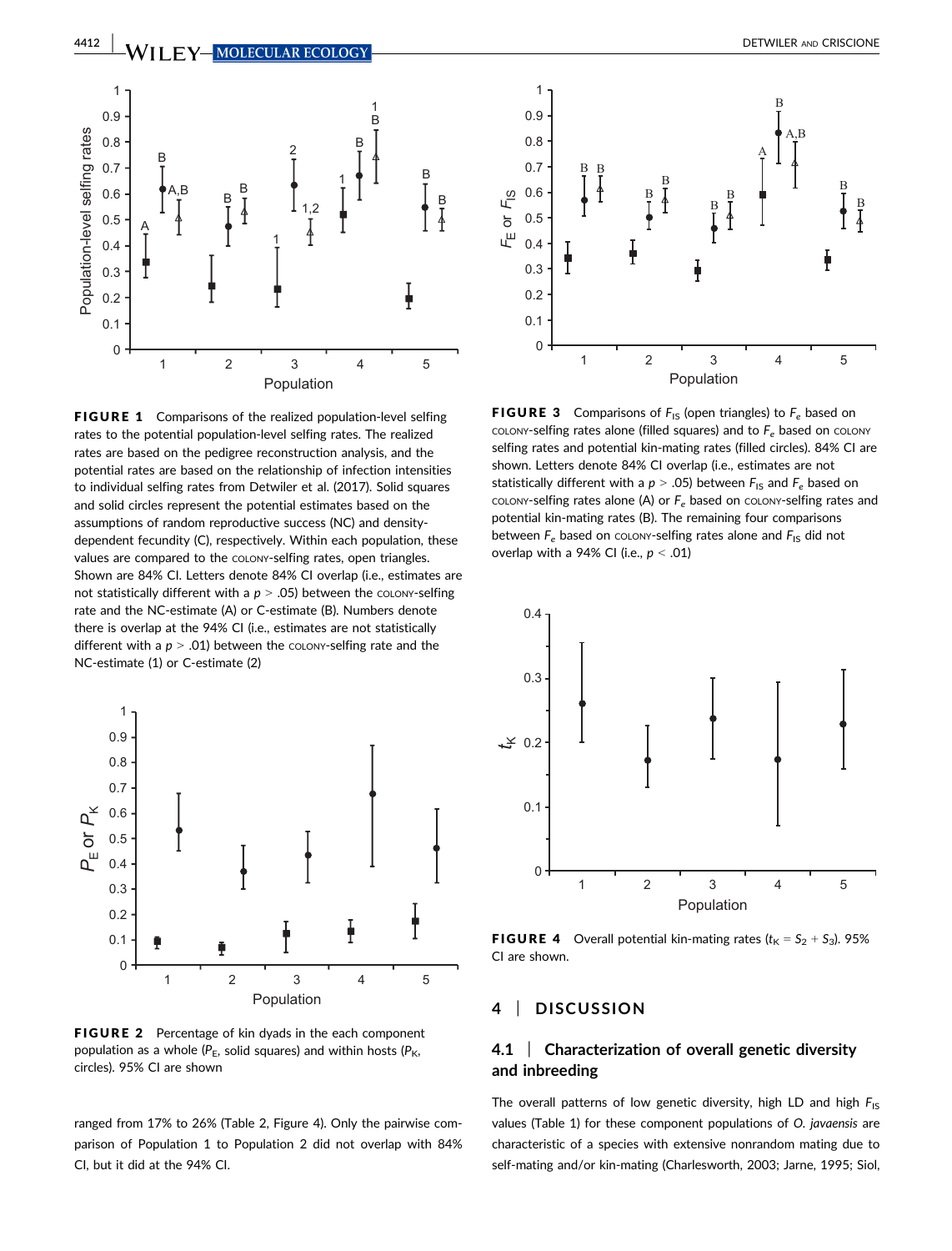Population-level selfing rates

1
0.9
0.8
0.7
0.6
0.5
0.4
0.3
0.2
0.1
0

A
B
A,B
B
B
1
2
1,2
1
B
1
B
B
B

1 2 3 4 5

Population

**FIGURE 1** Comparisons of the realized population-level selfing rates to the potential population-level selfing rates. The realized rates are based on the pedigree reconstruction analysis, and the potential rates are based on the relationship of infection intensities to individual selfing rates from Detwiler et al. (2017). Solid squares and solid circles represent the potential estimates based on the assumptions of random reproductive success (NC) and density-dependent fecundity (C), respectively. Within each population, these values are compared to the COLONY-selfing rates, open triangles. Shown are 84% CI. Letters denote 84% CI overlap (i.e., estimates are not statistically different with a $p > .05$) between the COLONY-selfing rate and the NC-estimate (A) or C-estimate (B). Numbers denote there is overlap at the 94% CI (i.e., estimates are not statistically different with a $p > .01$) between the COLONY-selfing rate and the NC-estimate (1) or C-estimate (2)

$F_E$ or $F_{IS}$

1
0.9
0.8
0.7
0.6
0.5
0.4
0.3
0.2
0.1
0

B B
B
B
B
B
A
B
A,B
B
B

1 2 3 4 5

Population

**FIGURE 3** Comparisons of $F_{IS}$ (open triangles) to $F_e$ based on COLONY-selfing rates alone (filled squares) and to $F_e$ based on COLONY selfing rates and potential kin-mating rates (filled circles). 84% CI are shown. Letters denote 84% CI overlap (i.e., estimates are not statistically different with a $p > .05$) between $F_{IS}$ and $F_e$ based on COLONY-selfing rates alone (A) or $F_e$ based on COLONY-selfing rates and potential kin-mating rates (B). The remaining four comparisons between $F_e$ based on COLONY-selfing rates alone and $F_{IS}$ did not overlap with a 94% CI (i.e., $p < .01$)

$P_E$ or $P_K$

1
0.9
0.8
0.7
0.6
0.5
0.4
0.3
0.2
0.1
0

1 2 3 4 5

Population

**FIGURE 2** Percentage of kin dyads in the each component population as a whole ($P_E$, solid squares) and within hosts ($P_K$, circles). 95% CI are shown

$t_K$

0.4
0.3
0.2
0.1
0

1 2 3 4 5

Population

**FIGURE 4** Overall potential kin-mating rates ($t_K = S_2 + S_3$). 95% CI are shown.

ranged from 17% to 26% (Table 2, Figure 4). Only the pairwise comparison of Population 1 to Population 2 did not overlap with 84% CI, but it did at the 94% CI.

## 4 | DISCUSSION

### 4.1 | Characterization of overall genetic diversity and inbreeding

The overall patterns of low genetic diversity, high LD and high $F_{IS}$ values (Table 1) for these component populations of *O. javaensis* are characteristic of a species with extensive nonrandom mating due to self-mating and/or kin-mating (Charlesworth, 2003; Jarne, 1995; Siol,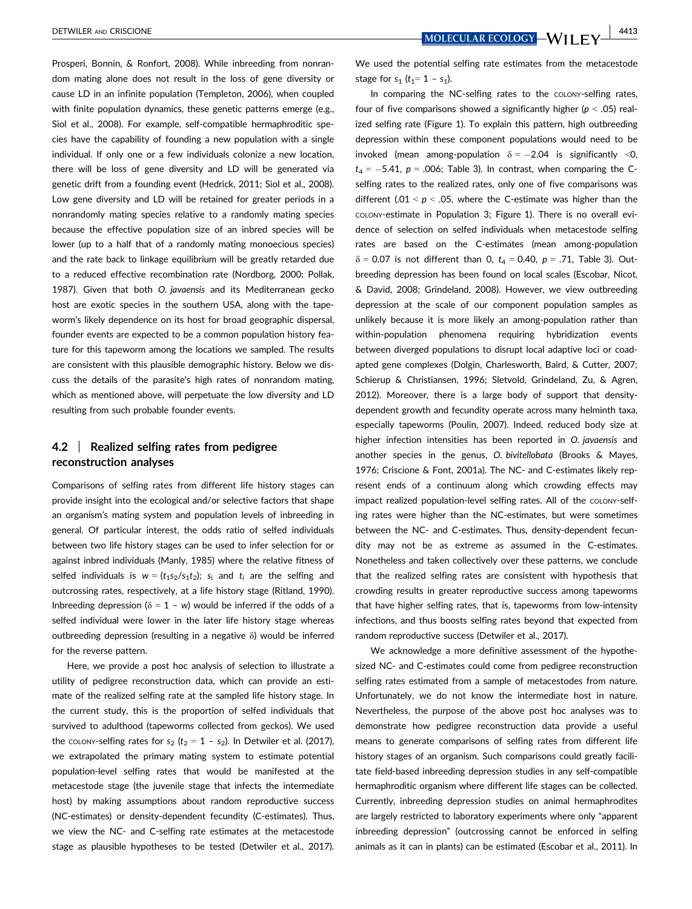Prosperi, Bonnin, & Ronfort, 2008). While inbreeding from nonrandom mating alone does not result in the loss of gene diversity or cause LD in an infinite population (Templeton, 2006), when coupled with finite population dynamics, these genetic patterns emerge (e.g., Siol et al., 2008). For example, self-compatible hermaphroditic species have the capability of founding a new population with a single individual. If only one or a few individuals colonize a new location, there will be loss of gene diversity and LD will be generated via genetic drift from a founding event (Hedrick, 2011; Siol et al., 2008). Low gene diversity and LD will be retained for greater periods in a nonrandomly mating species relative to a randomly mating species because the effective population size of an inbred species will be lower (up to a half that of a randomly mating monoecious species) and the rate back to linkage equilibrium will be greatly retarded due to a reduced effective recombination rate (Nordborg, 2000; Pollak, 1987). Given that both *O. javaensis* and its Mediterranean gecko host are exotic species in the southern USA, along with the tapeworm's likely dependence on its host for broad geographic dispersal, founder events are expected to be a common population history feature for this tapeworm among the locations we sampled. The results are consistent with this plausible demographic history. Below we discuss the details of the parasite's high rates of nonrandom mating, which as mentioned above, will perpetuate the low diversity and LD resulting from such probable founder events.

### 4.2 | Realized selfing rates from pedigree reconstruction analyses

Comparisons of selfing rates from different life history stages can provide insight into the ecological and/or selective factors that shape an organism's mating system and population levels of inbreeding in general. Of particular interest, the odds ratio of selfed individuals between two life history stages can be used to infer selection for or against inbred individuals (Manly, 1985) where the relative fitness of selfed individuals is $w = (t_1 s_2 / s_1 t_2)$; $s_i$ and $t_i$ are the selfing and outcrossing rates, respectively, at a life history stage (Ritland, 1990). Inbreeding depression ($\delta = 1 - w$) would be inferred if the odds of a selfed individual were lower in the later life history stage whereas outbreeding depression (resulting in a negative $\delta$) would be inferred for the reverse pattern.

Here, we provide a post hoc analysis of selection to illustrate a utility of pedigree reconstruction data, which can provide an estimate of the realized selfing rate at the sampled life history stage. In the current study, this is the proportion of selfed individuals that survived to adulthood (tapeworms collected from geckos). We used the COLONY-selfing rates for $s_2$ ($t_2 = 1 - s_2$). In Detwiler et al. (2017), we extrapolated the primary mating system to estimate potential population-level selfing rates that would be manifested at the metacestode stage (the juvenile stage that infects the intermediate host) by making assumptions about random reproductive success (NC-estimates) or density-dependent fecundity (C-estimates). Thus, we view the NC- and C-selfing rate estimates at the metacestode stage as plausible hypotheses to be tested (Detwiler et al., 2017). We used the potential selfing rate estimates from the metacestode stage for $s_1$ ($t_1 = 1 - s_1$).

In comparing the NC-selfing rates to the COLONY-selfing rates, four of five comparisons showed a significantly higher ($p < .05$) realized selfing rate (Figure 1). To explain this pattern, high outbreeding depression within these component populations would need to be invoked (mean among-population $\delta = -2.04$ is significantly <0, $t_4 = -5.41$, $p = .006$; Table 3). In contrast, when comparing the C-selfing rates to the realized rates, only one of five comparisons was different ($.01 < p < .05$, where the C-estimate was higher than the COLONY-estimate in Population 3; Figure 1). There is no overall evidence of selection on selfed individuals when metacestode selfing rates are based on the C-estimates (mean among-population $\delta = 0.07$ is not different than 0, $t_4 = 0.40$, $p = .71$, Table 3). Outbreeding depression has been found on local scales (Escobar, Nicot, & David, 2008; Grindeland, 2008). However, we view outbreeding depression at the scale of our component population samples as unlikely because it is more likely an among-population rather than within-population phenomena requiring hybridization events between diverged populations to disrupt local adaptive loci or coadapted gene complexes (Dolgin, Charlesworth, Baird, & Cutter, 2007; Schierup & Christiansen, 1996; Sletvold, Grindeland, Zu, & Agren, 2012). Moreover, there is a large body of support that density-dependent growth and fecundity operate across many helminth taxa, especially tapeworms (Poulin, 2007). Indeed, reduced body size at higher infection intensities has been reported in *O. javaensis* and another species in the genus, *O. bivitellobata* (Brooks & Mayes, 1976; Criscione & Font, 2001a). The NC- and C-estimates likely represent ends of a continuum along which crowding effects may impact realized population-level selfing rates. All of the COLONY-selfing rates were higher than the NC-estimates, but were sometimes between the NC- and C-estimates. Thus, density-dependent fecundity may not be as extreme as assumed in the C-estimates. Nonetheless and taken collectively over these patterns, we conclude that the realized selfing rates are consistent with hypothesis that crowding results in greater reproductive success among tapeworms that have higher selfing rates, that is, tapeworms from low-intensity infections, and thus boosts selfing rates beyond that expected from random reproductive success (Detwiler et al., 2017).

We acknowledge a more definitive assessment of the hypothesized NC- and C-estimates could come from pedigree reconstruction selfing rates estimated from a sample of metacestodes from nature. Unfortunately, we do not know the intermediate host in nature. Nevertheless, the purpose of the above post hoc analyses was to demonstrate how pedigree reconstruction data provide a useful means to generate comparisons of selfing rates from different life history stages of an organism. Such comparisons could greatly facilitate field-based inbreeding depression studies in any self-compatible hermaphroditic organism where different life stages can be collected. Currently, inbreeding depression studies on animal hermaphrodites are largely restricted to laboratory experiments where only "apparent inbreeding depression" (outcrossing cannot be enforced in selfing animals as it can in plants) can be estimated (Escobar et al., 2011). In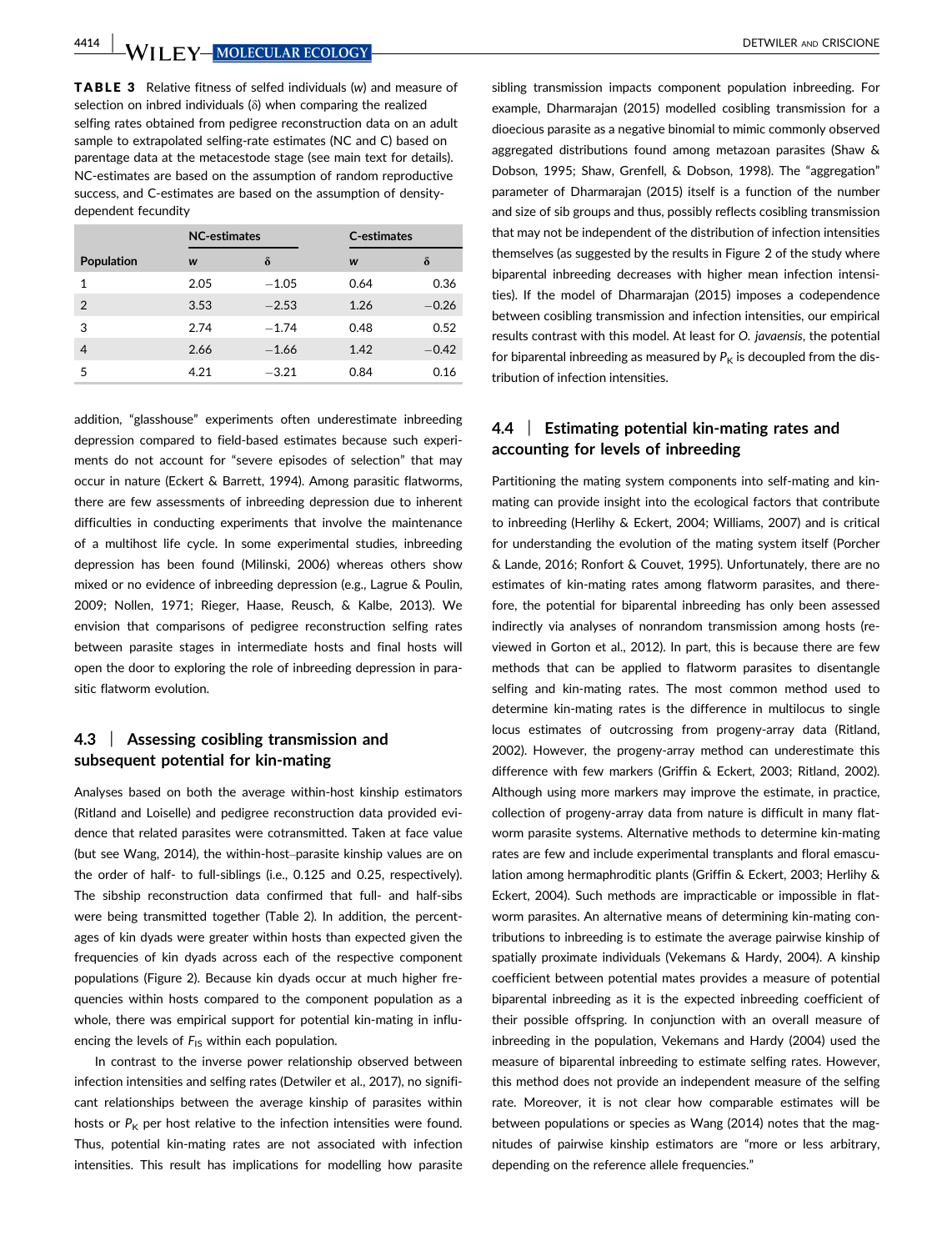**TABLE 3** Relative fitness of selfed individuals ($w$) and measure of selection on inbred individuals ($\delta$) when comparing the realized selfing rates obtained from pedigree reconstruction data on an adult sample to extrapolated selfing-rate estimates (NC and C) based on parentage data at the metacestode stage (see main text for details). NC-estimates are based on the assumption of random reproductive success, and C-estimates are based on the assumption of density-dependent fecundity

| | NC-estimates | | C-estimates | |
|---|---|---|---|---|
| Population | $w$ | $\delta$ | $w$ | $\delta$ |
| 1 | 2.05 | −1.05 | 0.64 | 0.36 |
| 2 | 3.53 | −2.53 | 1.26 | −0.26 |
| 3 | 2.74 | −1.74 | 0.48 | 0.52 |
| 4 | 2.66 | −1.66 | 1.42 | −0.42 |
| 5 | 4.21 | −3.21 | 0.84 | 0.16 |

addition, "glasshouse" experiments often underestimate inbreeding depression compared to field-based estimates because such experiments do not account for "severe episodes of selection" that may occur in nature (Eckert & Barrett, 1994). Among parasitic flatworms, there are few assessments of inbreeding depression due to inherent difficulties in conducting experiments that involve the maintenance of a multihost life cycle. In some experimental studies, inbreeding depression has been found (Milinski, 2006) whereas others show mixed or no evidence of inbreeding depression (e.g., Lagrue & Poulin, 2009; Nollen, 1971; Rieger, Haase, Reusch, & Kalbe, 2013). We envision that comparisons of pedigree reconstruction selfing rates between parasite stages in intermediate hosts and final hosts will open the door to exploring the role of inbreeding depression in parasitic flatworm evolution.

### 4.3 | Assessing cosibling transmission and subsequent potential for kin-mating

Analyses based on both the average within-host kinship estimators (Ritland and Loiselle) and pedigree reconstruction data provided evidence that related parasites were cotransmitted. Taken at face value (but see Wang, 2014), the within-host–parasite kinship values are on the order of half- to full-siblings (i.e., 0.125 and 0.25, respectively). The sibship reconstruction data confirmed that full- and half-sibs were being transmitted together (Table 2). In addition, the percentages of kin dyads were greater within hosts than expected given the frequencies of kin dyads across each of the respective component populations (Figure 2). Because kin dyads occur at much higher frequencies within hosts compared to the component population as a whole, there was empirical support for potential kin-mating in influencing the levels of $F_{IS}$ within each population.

In contrast to the inverse power relationship observed between infection intensities and selfing rates (Detwiler et al., 2017), no significant relationships between the average kinship of parasites within hosts or $P_K$ per host relative to the infection intensities were found. Thus, potential kin-mating rates are not associated with infection intensities. This result has implications for modelling how parasite sibling transmission impacts component population inbreeding. For example, Dharmarajan (2015) modelled cosibling transmission for a dioecious parasite as a negative binomial to mimic commonly observed aggregated distributions found among metazoan parasites (Shaw & Dobson, 1995; Shaw, Grenfell, & Dobson, 1998). The "aggregation" parameter of Dharmarajan (2015) itself is a function of the number and size of sib groups and thus, possibly reflects cosibling transmission that may not be independent of the distribution of infection intensities themselves (as suggested by the results in Figure 2 of the study where biparental inbreeding decreases with higher mean infection intensities). If the model of Dharmarajan (2015) imposes a codependence between cosibling transmission and infection intensities, our empirical results contrast with this model. At least for *O. javaensis*, the potential for biparental inbreeding as measured by $P_K$ is decoupled from the distribution of infection intensities.

### 4.4 | Estimating potential kin-mating rates and accounting for levels of inbreeding

Partitioning the mating system components into self-mating and kin-mating can provide insight into the ecological factors that contribute to inbreeding (Herlihy & Eckert, 2004; Williams, 2007) and is critical for understanding the evolution of the mating system itself (Porcher & Lande, 2016; Ronfort & Couvet, 1995). Unfortunately, there are no estimates of kin-mating rates among flatworm parasites, and therefore, the potential for biparental inbreeding has only been assessed indirectly via analyses of nonrandom transmission among hosts (reviewed in Gorton et al., 2012). In part, this is because there are few methods that can be applied to flatworm parasites to disentangle selfing and kin-mating rates. The most common method used to determine kin-mating rates is the difference in multilocus to single locus estimates of outcrossing from progeny-array data (Ritland, 2002). However, the progeny-array method can underestimate this difference with few markers (Griffin & Eckert, 2003; Ritland, 2002). Although using more markers may improve the estimate, in practice, collection of progeny-array data from nature is difficult in many flatworm parasite systems. Alternative methods to determine kin-mating rates are few and include experimental transplants and floral emasculation among hermaphroditic plants (Griffin & Eckert, 2003; Herlihy & Eckert, 2004). Such methods are impracticable or impossible in flatworm parasites. An alternative means of determining kin-mating contributions to inbreeding is to estimate the average pairwise kinship of spatially proximate individuals (Vekemans & Hardy, 2004). A kinship coefficient between potential mates provides a measure of potential biparental inbreeding as it is the expected inbreeding coefficient of their possible offspring. In conjunction with an overall measure of inbreeding in the population, Vekemans and Hardy (2004) used the measure of biparental inbreeding to estimate selfing rates. However, this method does not provide an independent measure of the selfing rate. Moreover, it is not clear how comparable estimates will be between populations or species as Wang (2014) notes that the magnitudes of pairwise kinship estimators are "more or less arbitrary, depending on the reference allele frequencies."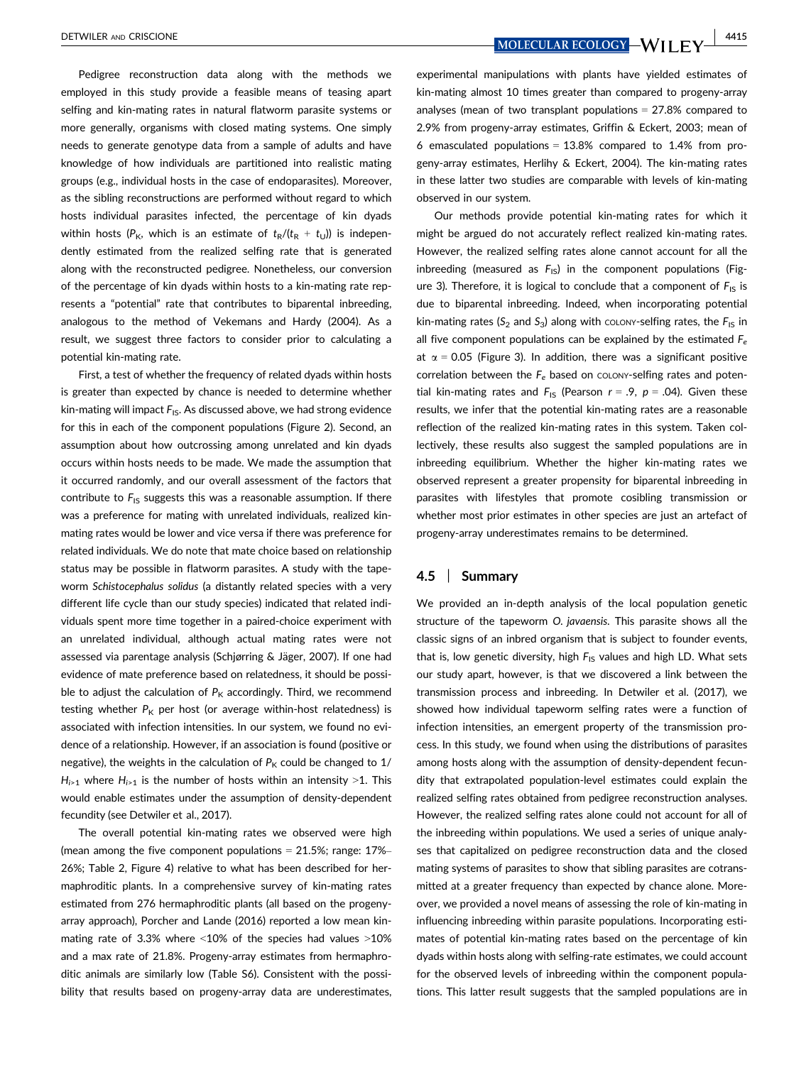Pedigree reconstruction data along with the methods we employed in this study provide a feasible means of teasing apart selfing and kin-mating rates in natural flatworm parasite systems or more generally, organisms with closed mating systems. One simply needs to generate genotype data from a sample of adults and have knowledge of how individuals are partitioned into realistic mating groups (e.g., individual hosts in the case of endoparasites). Moreover, as the sibling reconstructions are performed without regard to which hosts individual parasites infected, the percentage of kin dyads within hosts ($P_K$, which is an estimate of $t_R/(t_R + t_U)$) is independently estimated from the realized selfing rate that is generated along with the reconstructed pedigree. Nonetheless, our conversion of the percentage of kin dyads within hosts to a kin-mating rate represents a "potential" rate that contributes to biparental inbreeding, analogous to the method of Vekemans and Hardy (2004). As a result, we suggest three factors to consider prior to calculating a potential kin-mating rate.

First, a test of whether the frequency of related dyads within hosts is greater than expected by chance is needed to determine whether kin-mating will impact $F_{IS}$. As discussed above, we had strong evidence for this in each of the component populations (Figure 2). Second, an assumption about how outcrossing among unrelated and kin dyads occurs within hosts needs to be made. We made the assumption that it occurred randomly, and our overall assessment of the factors that contribute to $F_{IS}$ suggests this was a reasonable assumption. If there was a preference for mating with unrelated individuals, realized kin-mating rates would be lower and vice versa if there was preference for related individuals. We do note that mate choice based on relationship status may be possible in flatworm parasites. A study with the tapeworm *Schistocephalus solidus* (a distantly related species with a very different life cycle than our study species) indicated that related individuals spent more time together in a paired-choice experiment with an unrelated individual, although actual mating rates were not assessed via parentage analysis (Schjørring & Jäger, 2007). If one had evidence of mate preference based on relatedness, it should be possible to adjust the calculation of $P_K$ accordingly. Third, we recommend testing whether $P_K$ per host (or average within-host relatedness) is associated with infection intensities. In our system, we found no evidence of a relationship. However, if an association is found (positive or negative), the weights in the calculation of $P_K$ could be changed to $1/H_{i>1}$ where $H_{i>1}$ is the number of hosts within an intensity >1. This would enable estimates under the assumption of density-dependent fecundity (see Detwiler et al., 2017).

The overall potential kin-mating rates we observed were high (mean among the five component populations = 21.5%; range: 17%–26%; Table 2, Figure 4) relative to what has been described for hermaphroditic plants. In a comprehensive survey of kin-mating rates estimated from 276 hermaphroditic plants (all based on the progeny-array approach), Porcher and Lande (2016) reported a low mean kin-mating rate of 3.3% where <10% of the species had values >10% and a max rate of 21.8%. Progeny-array estimates from hermaphroditic animals are similarly low (Table S6). Consistent with the possibility that results based on progeny-array data are underestimates, experimental manipulations with plants have yielded estimates of kin-mating almost 10 times greater than compared to progeny-array analyses (mean of two transplant populations = 27.8% compared to 2.9% from progeny-array estimates, Griffin & Eckert, 2003; mean of 6 emasculated populations = 13.8% compared to 1.4% from progeny-array estimates, Herlihy & Eckert, 2004). The kin-mating rates in these latter two studies are comparable with levels of kin-mating observed in our system.

Our methods provide potential kin-mating rates for which it might be argued do not accurately reflect realized kin-mating rates. However, the realized selfing rates alone cannot account for all the inbreeding (measured as $F_{IS}$) in the component populations (Figure 3). Therefore, it is logical to conclude that a component of $F_{IS}$ is due to biparental inbreeding. Indeed, when incorporating potential kin-mating rates ($S_2$ and $S_3$) along with COLONY-selfing rates, the $F_{IS}$ in all five component populations can be explained by the estimated $F_e$ at $\alpha = 0.05$ (Figure 3). In addition, there was a significant positive correlation between the $F_e$ based on COLONY-selfing rates and potential kin-mating rates and $F_{IS}$ (Pearson $r = .9$, $p = .04$). Given these results, we infer that the potential kin-mating rates are a reasonable reflection of the realized kin-mating rates in this system. Taken collectively, these results also suggest the sampled populations are in inbreeding equilibrium. Whether the higher kin-mating rates we observed represent a greater propensity for biparental inbreeding in parasites with lifestyles that promote cosibling transmission or whether most prior estimates in other species are just an artefact of progeny-array underestimates remains to be determined.

## 4.5 | Summary

We provided an in-depth analysis of the local population genetic structure of the tapeworm *O. javaensis*. This parasite shows all the classic signs of an inbred organism that is subject to founder events, that is, low genetic diversity, high $F_{IS}$ values and high LD. What sets our study apart, however, is that we discovered a link between the transmission process and inbreeding. In Detwiler et al. (2017), we showed how individual tapeworm selfing rates were a function of infection intensities, an emergent property of the transmission process. In this study, we found when using the distributions of parasites among hosts along with the assumption of density-dependent fecundity that extrapolated population-level estimates could explain the realized selfing rates obtained from pedigree reconstruction analyses. However, the realized selfing rates alone could not account for all of the inbreeding within populations. We used a series of unique analyses that capitalized on pedigree reconstruction data and the closed mating systems of parasites to show that sibling parasites are cotransmitted at a greater frequency than expected by chance alone. Moreover, we provided a novel means of assessing the role of kin-mating in influencing inbreeding within parasite populations. Incorporating estimates of potential kin-mating rates based on the percentage of kin dyads within hosts along with selfing-rate estimates, we could account for the observed levels of inbreeding within the component populations. This latter result suggests that the sampled populations are in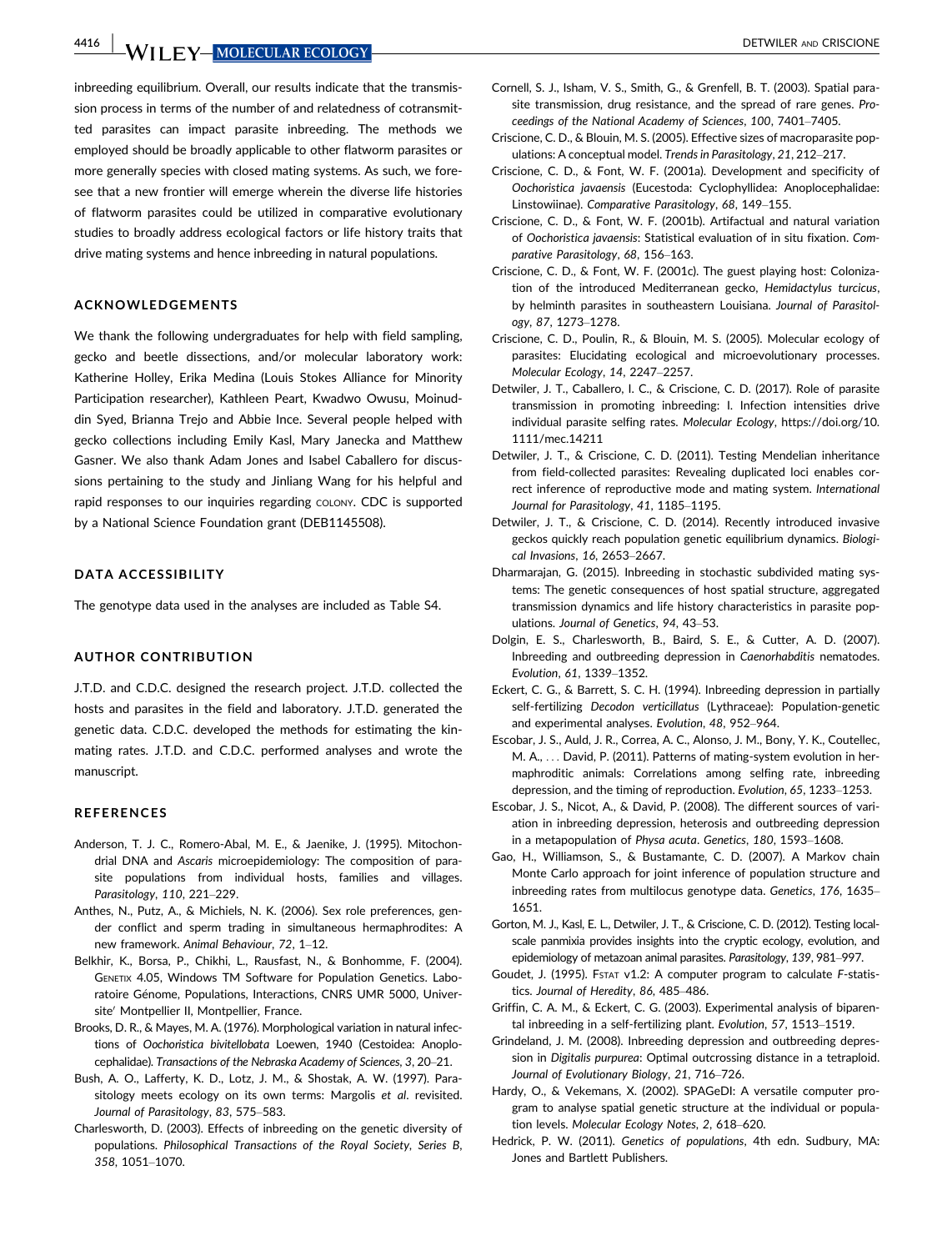inbreeding equilibrium. Overall, our results indicate that the transmission process in terms of the number of and relatedness of cotransmitted parasites can impact parasite inbreeding. The methods we employed should be broadly applicable to other flatworm parasites or more generally species with closed mating systems. As such, we foresee that a new frontier will emerge wherein the diverse life histories of flatworm parasites could be utilized in comparative evolutionary studies to broadly address ecological factors or life history traits that drive mating systems and hence inbreeding in natural populations.

## ACKNOWLEDGEMENTS

We thank the following undergraduates for help with field sampling, gecko and beetle dissections, and/or molecular laboratory work: Katherine Holley, Erika Medina (Louis Stokes Alliance for Minority Participation researcher), Kathleen Peart, Kwadwo Owusu, Moinuddin Syed, Brianna Trejo and Abbie Ince. Several people helped with gecko collections including Emily Kasl, Mary Janecka and Matthew Gasner. We also thank Adam Jones and Isabel Caballero for discussions pertaining to the study and Jinliang Wang for his helpful and rapid responses to our inquiries regarding COLONY. CDC is supported by a National Science Foundation grant (DEB1145508).

## DATA ACCESSIBILITY

The genotype data used in the analyses are included as Table S4.

## AUTHOR CONTRIBUTION

J.T.D. and C.D.C. designed the research project. J.T.D. collected the hosts and parasites in the field and laboratory. J.T.D. generated the genetic data. C.D.C. developed the methods for estimating the kin-mating rates. J.T.D. and C.D.C. performed analyses and wrote the manuscript.

## REFERENCES

Anderson, T. J. C., Romero-Abal, M. E., & Jaenike, J. (1995). Mitochondrial DNA and *Ascaris* microepidemiology: The composition of parasite populations from individual hosts, families and villages. *Parasitology*, *110*, 221–229.

Anthes, N., Putz, A., & Michiels, N. K. (2006). Sex role preferences, gender conflict and sperm trading in simultaneous hermaphrodites: A new framework. *Animal Behaviour*, *72*, 1–12.

Belkhir, K., Borsa, P., Chikhi, L., Rausfast, N., & Bonhomme, F. (2004). GENETIX 4.05, Windows TM Software for Population Genetics. Laboratoire Génome, Populations, Interactions, CNRS UMR 5000, Universite' Montpellier II, Montpellier, France.

Brooks, D. R., & Mayes, M. A. (1976). Morphological variation in natural infections of *Oochoristica bivitellobata* Loewen, 1940 (Cestoidea: Anoplocephalidae). *Transactions of the Nebraska Academy of Sciences*, *3*, 20–21.

Bush, A. O., Lafferty, K. D., Lotz, J. M., & Shostak, A. W. (1997). Parasitology meets ecology on its own terms: Margolis *et al*. revisited. *Journal of Parasitology*, *83*, 575–583.

Charlesworth, D. (2003). Effects of inbreeding on the genetic diversity of populations. *Philosophical Transactions of the Royal Society, Series B*, *358*, 1051–1070.

Cornell, S. J., Isham, V. S., Smith, G., & Grenfell, B. T. (2003). Spatial parasite transmission, drug resistance, and the spread of rare genes. *Proceedings of the National Academy of Sciences*, *100*, 7401–7405.

Criscione, C. D., & Blouin, M. S. (2005). Effective sizes of macroparasite populations: A conceptual model. *Trends in Parasitology*, *21*, 212–217.

Criscione, C. D., & Font, W. F. (2001a). Development and specificity of *Oochoristica javaensis* (Eucestoda: Cyclophyllidea: Anoplocephalidae: Linstowiinae). *Comparative Parasitology*, *68*, 149–155.

Criscione, C. D., & Font, W. F. (2001b). Artifactual and natural variation of *Oochoristica javaensis*: Statistical evaluation of in situ fixation. *Comparative Parasitology*, *68*, 156–163.

Criscione, C. D., & Font, W. F. (2001c). The guest playing host: Colonization of the introduced Mediterranean gecko, *Hemidactylus turcicus*, by helminth parasites in southeastern Louisiana. *Journal of Parasitology*, *87*, 1273–1278.

Criscione, C. D., Poulin, R., & Blouin, M. S. (2005). Molecular ecology of parasites: Elucidating ecological and microevolutionary processes. *Molecular Ecology*, *14*, 2247–2257.

Detwiler, J. T., Caballero, I. C., & Criscione, C. D. (2017). Role of parasite transmission in promoting inbreeding: I. Infection intensities drive individual parasite selfing rates. *Molecular Ecology*, https://doi.org/10.1111/mec.14211

Detwiler, J. T., & Criscione, C. D. (2011). Testing Mendelian inheritance from field-collected parasites: Revealing duplicated loci enables correct inference of reproductive mode and mating system. *International Journal for Parasitology*, *41*, 1185–1195.

Detwiler, J. T., & Criscione, C. D. (2014). Recently introduced invasive geckos quickly reach population genetic equilibrium dynamics. *Biological Invasions*, *16*, 2653–2667.

Dharmarajan, G. (2015). Inbreeding in stochastic subdivided mating systems: The genetic consequences of host spatial structure, aggregated transmission dynamics and life history characteristics in parasite populations. *Journal of Genetics*, *94*, 43–53.

Dolgin, E. S., Charlesworth, B., Baird, S. E., & Cutter, A. D. (2007). Inbreeding and outbreeding depression in *Caenorhabditis* nematodes. *Evolution*, *61*, 1339–1352.

Eckert, C. G., & Barrett, S. C. H. (1994). Inbreeding depression in partially self-fertilizing *Decodon verticillatus* (Lythraceae): Population-genetic and experimental analyses. *Evolution*, *48*, 952–964.

Escobar, J. S., Auld, J. R., Correa, A. C., Alonso, J. M., Bony, Y. K., Coutellec, M. A., … David, P. (2011). Patterns of mating-system evolution in hermaphroditic animals: Correlations among selfing rate, inbreeding depression, and the timing of reproduction. *Evolution*, *65*, 1233–1253.

Escobar, J. S., Nicot, A., & David, P. (2008). The different sources of variation in inbreeding depression, heterosis and outbreeding depression in a metapopulation of *Physa acuta*. *Genetics*, *180*, 1593–1608.

Gao, H., Williamson, S., & Bustamante, C. D. (2007). A Markov chain Monte Carlo approach for joint inference of population structure and inbreeding rates from multilocus genotype data. *Genetics*, *176*, 1635–1651.

Gorton, M. J., Kasl, E. L., Detwiler, J. T., & Criscione, C. D. (2012). Testing local-scale panmixia provides insights into the cryptic ecology, evolution, and epidemiology of metazoan animal parasites. *Parasitology*, *139*, 981–997.

Goudet, J. (1995). FSTAT v1.2: A computer program to calculate F-statistics. *Journal of Heredity*, *86*, 485–486.

Griffin, C. A. M., & Eckert, C. G. (2003). Experimental analysis of biparental inbreeding in a self-fertilizing plant. *Evolution*, *57*, 1513–1519.

Grindeland, J. M. (2008). Inbreeding depression and outbreeding depression in *Digitalis purpurea*: Optimal outcrossing distance in a tetraploid. *Journal of Evolutionary Biology*, *21*, 716–726.

Hardy, O., & Vekemans, X. (2002). SPAGeDI: A versatile computer program to analyse spatial genetic structure at the individual or population levels. *Molecular Ecology Notes*, *2*, 618–620.

Hedrick, P. W. (2011). *Genetics of populations*, 4th edn. Sudbury, MA: Jones and Bartlett Publishers.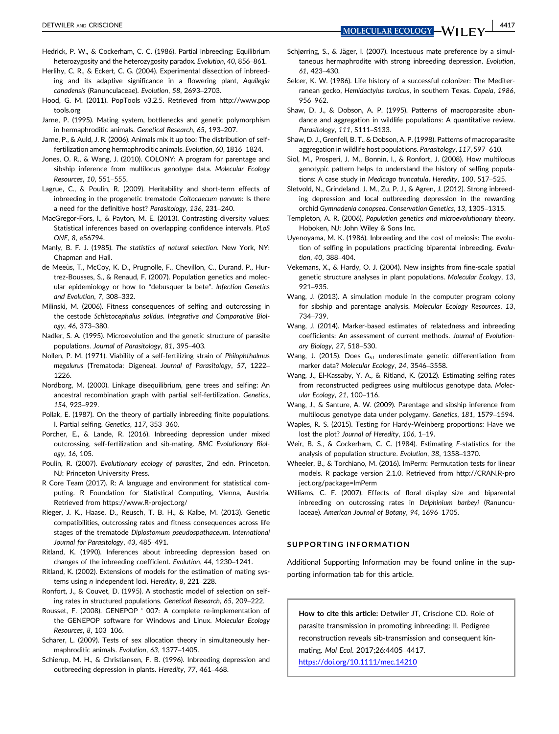Hedrick, P. W., & Cockerham, C. C. (1986). Partial inbreeding: Equilibrium heterozygosity and the heterozygosity paradox. *Evolution*, *40*, 856–861.

Herlihy, C. R., & Eckert, C. G. (2004). Experimental dissection of inbreeding and its adaptive significance in a flowering plant, *Aquilegia canadensis* (Ranunculaceae). *Evolution*, *58*, 2693–2703.

Hood, G. M. (2011). PopTools v3.2.5. Retrieved from http://www.poptools.org

Jarne, P. (1995). Mating system, bottlenecks and genetic polymorphism in hermaphroditic animals. *Genetical Research*, *65*, 193–207.

Jarne, P., & Auld, J. R. (2006). Animals mix it up too: The distribution of self-fertilization among hermaphroditic animals. *Evolution*, *60*, 1816–1824.

Jones, O. R., & Wang, J. (2010). COLONY: A program for parentage and sibship inference from multilocus genotype data. *Molecular Ecology Resources*, *10*, 551–555.

Lagrue, C., & Poulin, R. (2009). Heritability and short-term effects of inbreeding in the progenetic trematode *Coitocaecum parvum*: Is there a need for the definitive host? *Parasitology*, *136*, 231–240.

MacGregor-Fors, I., & Payton, M. E. (2013). Contrasting diversity values: Statistical inferences based on overlapping confidence intervals. *PLoS ONE*, *8*, e56794.

Manly, B. F. J. (1985). *The statistics of natural selection*. New York, NY: Chapman and Hall.

de Meeûs, T., McCoy, K. D., Prugnolle, F., Chevillon, C., Durand, P., Hurtrez-Bousses, S., & Renaud, F. (2007). Population genetics and molecular epidemiology or how to "debusquer la bete". *Infection Genetics and Evolution*, *7*, 308–332.

Milinski, M. (2006). Fitness consequences of selfing and outcrossing in the cestode *Schistocephalus solidus*. *Integrative and Comparative Biology*, *46*, 373–380.

Nadler, S. A. (1995). Microevolution and the genetic structure of parasite populations. *Journal of Parasitology*, *81*, 395–403.

Nollen, P. M. (1971). Viability of a self-fertilizing strain of *Philophthalmus megalurus* (Trematoda: Digenea). *Journal of Parasitology*, *57*, 1222–1226.

Nordborg, M. (2000). Linkage disequilibrium, gene trees and selfing: An ancestral recombination graph with partial self-fertilization. *Genetics*, *154*, 923–929.

Pollak, E. (1987). On the theory of partially inbreeding finite populations. I. Partial selfing. *Genetics*, *117*, 353–360.

Porcher, E., & Lande, R. (2016). Inbreeding depression under mixed outcrossing, self-fertilization and sib-mating. *BMC Evolutionary Biology*, *16*, 105.

Poulin, R. (2007). *Evolutionary ecology of parasites*, 2nd edn. Princeton, NJ: Princeton University Press.

R Core Team (2017). R: A language and environment for statistical computing. R Foundation for Statistical Computing, Vienna, Austria. Retrieved from https://www.R-project.org/

Rieger, J. K., Haase, D., Reusch, T. B. H., & Kalbe, M. (2013). Genetic compatibilities, outcrossing rates and fitness consequences across life stages of the trematode *Diplostomum pseudospathaceum*. *International Journal for Parasitology*, *43*, 485–491.

Ritland, K. (1990). Inferences about inbreeding depression based on changes of the inbreeding coefficient. *Evolution*, *44*, 1230–1241.

Ritland, K. (2002). Extensions of models for the estimation of mating systems using *n* independent loci. *Heredity*, *8*, 221–228.

Ronfort, J., & Couvet, D. (1995). A stochastic model of selection on selfing rates in structured populations. *Genetical Research*, *65*, 209–222.

Rousset, F. (2008). GENEPOP ' 007: A complete re-implementation of the GENEPOP software for Windows and Linux. *Molecular Ecology Resources*, *8*, 103–106.

Scharer, L. (2009). Tests of sex allocation theory in simultaneously hermaphroditic animals. *Evolution*, *63*, 1377–1405.

Schierup, M. H., & Christiansen, F. B. (1996). Inbreeding depression and outbreeding depression in plants. *Heredity*, *77*, 461–468.

Schjørring, S., & Jäger, I. (2007). Incestuous mate preference by a simultaneous hermaphrodite with strong inbreeding depression. *Evolution*, *61*, 423–430.

Selcer, K. W. (1986). Life history of a successful colonizer: The Mediterranean gecko, *Hemidactylus turcicus*, in southern Texas. *Copeia*, *1986*, 956–962.

Shaw, D. J., & Dobson, A. P. (1995). Patterns of macroparasite abundance and aggregation in wildlife populations: A quantitative review. *Parasitology*, *111*, S111–S133.

Shaw, D. J., Grenfell, B. T., & Dobson, A. P. (1998). Patterns of macroparasite aggregation in wildlife host populations. *Parasitology*, *117*, 597–610.

Siol, M., Prosperi, J. M., Bonnin, I., & Ronfort, J. (2008). How multilocus genotypic pattern helps to understand the history of selfing populations: A case study in *Medicago truncatula*. *Heredity*, *100*, 517–525.

Sletvold, N., Grindeland, J. M., Zu, P. J., & Agren, J. (2012). Strong inbreeding depression and local outbreeding depression in the rewarding orchid *Gymnadenia conopsea*. *Conservation Genetics*, *13*, 1305–1315.

Templeton, A. R. (2006). *Population genetics and microevolutionary theory*. Hoboken, NJ: John Wiley & Sons Inc.

Uyenoyama, M. K. (1986). Inbreeding and the cost of meiosis: The evolution of selfing in populations practicing biparental inbreeding. *Evolution*, *40*, 388–404.

Vekemans, X., & Hardy, O. J. (2004). New insights from fine-scale spatial genetic structure analyses in plant populations. *Molecular Ecology*, *13*, 921–935.

Wang, J. (2013). A simulation module in the computer program colony for sibship and parentage analysis. *Molecular Ecology Resources*, *13*, 734–739.

Wang, J. (2014). Marker-based estimates of relatedness and inbreeding coefficients: An assessment of current methods. *Journal of Evolutionary Biology*, *27*, 518–530.

Wang, J. (2015). Does $G_{ST}$ underestimate genetic differentiation from marker data? *Molecular Ecology*, *24*, 3546–3558.

Wang, J., El-Kassaby, Y. A., & Ritland, K. (2012). Estimating selfing rates from reconstructed pedigrees using multilocus genotype data. *Molecular Ecology*, *21*, 100–116.

Wang, J., & Santure, A. W. (2009). Parentage and sibship inference from multilocus genotype data under polygamy. *Genetics*, *181*, 1579–1594.

Waples, R. S. (2015). Testing for Hardy-Weinberg proportions: Have we lost the plot? *Journal of Heredity*, *106*, 1–19.

Weir, B. S., & Cockerham, C. C. (1984). Estimating *F*-statistics for the analysis of population structure. *Evolution*, *38*, 1358–1370.

Wheeler, B., & Torchiano, M. (2016). lmPerm: Permutation tests for linear models. R package version 2.1.0. Retrieved from http://CRAN.R-project.org/package=lmPerm

Williams, C. F. (2007). Effects of floral display size and biparental inbreeding on outcrossing rates in *Delphinium barbeyi* (Ranunculaceae). *American Journal of Botany*, *94*, 1696–1705.

## SUPPORTING INFORMATION

Additional Supporting Information may be found online in the supporting information tab for this article.

**How to cite this article:** Detwiler JT, Criscione CD. Role of parasite transmission in promoting inbreeding: II. Pedigree reconstruction reveals sib-transmission and consequent kin-mating. *Mol Ecol*. 2017;26:4405–4417. https://doi.org/10.1111/mec.14210